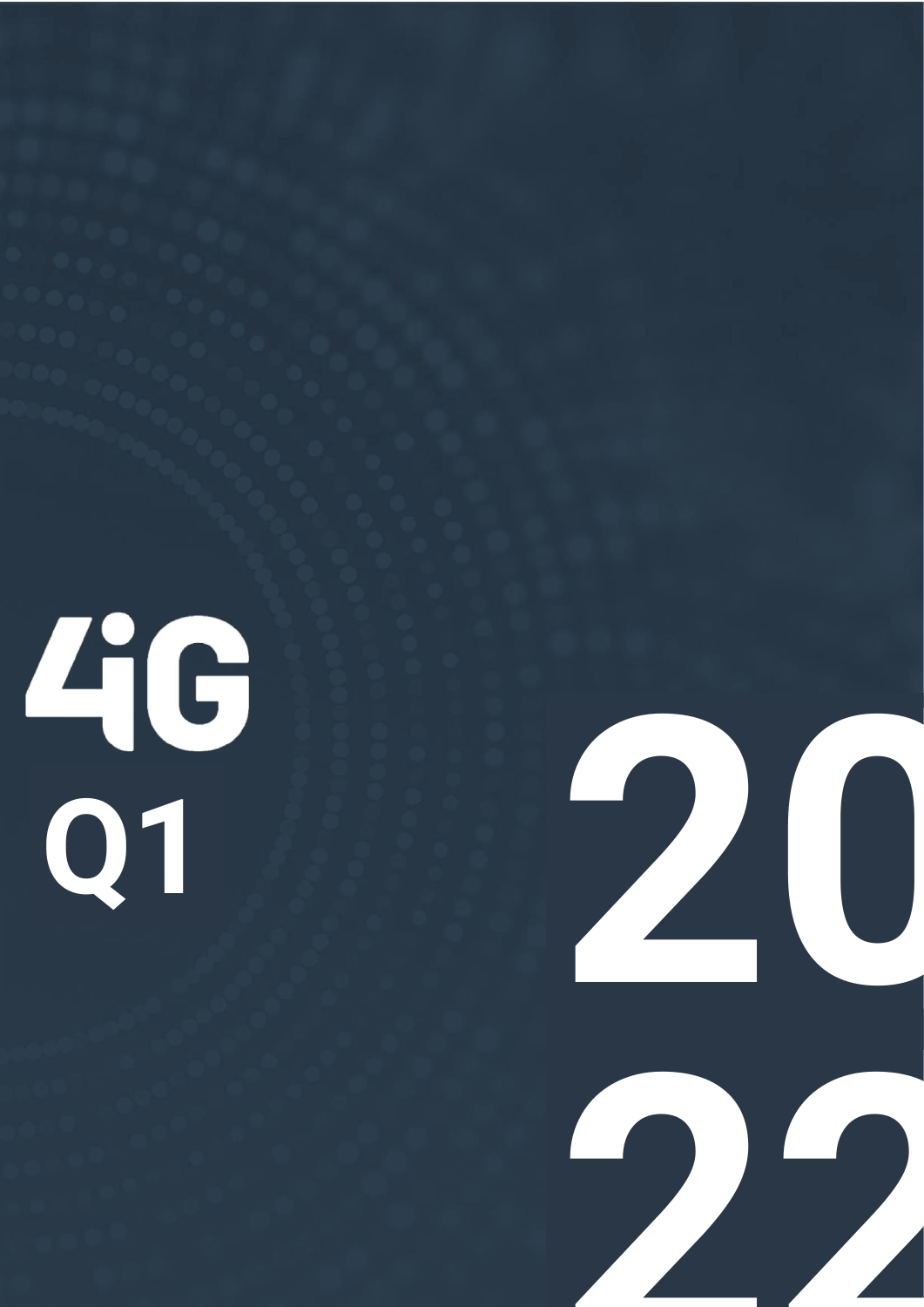# 4iG

## Q1

# 2022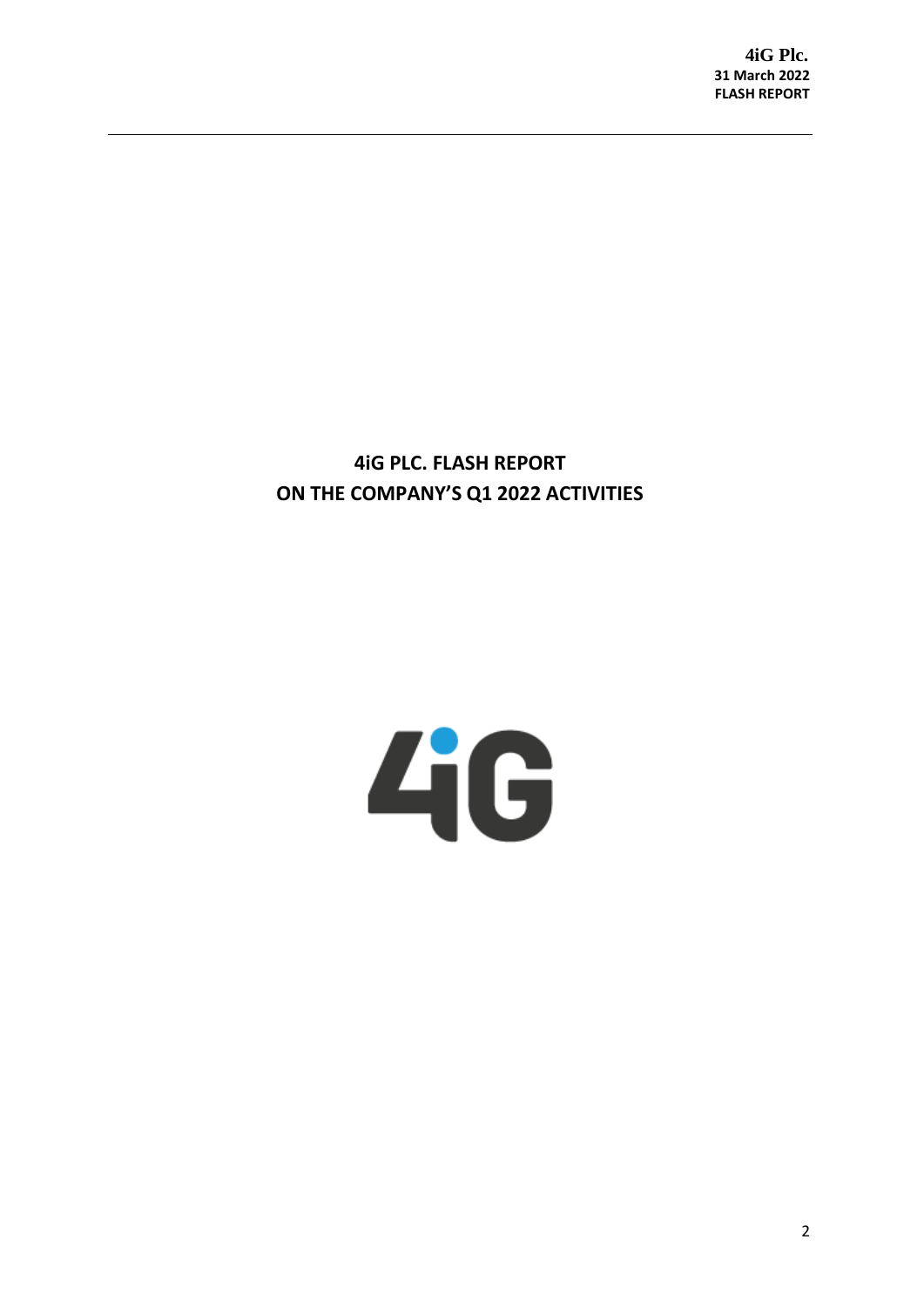# 4iG PLC. FLASH REPORT ON THE COMPANY'S Q1 2022 ACTIVITIES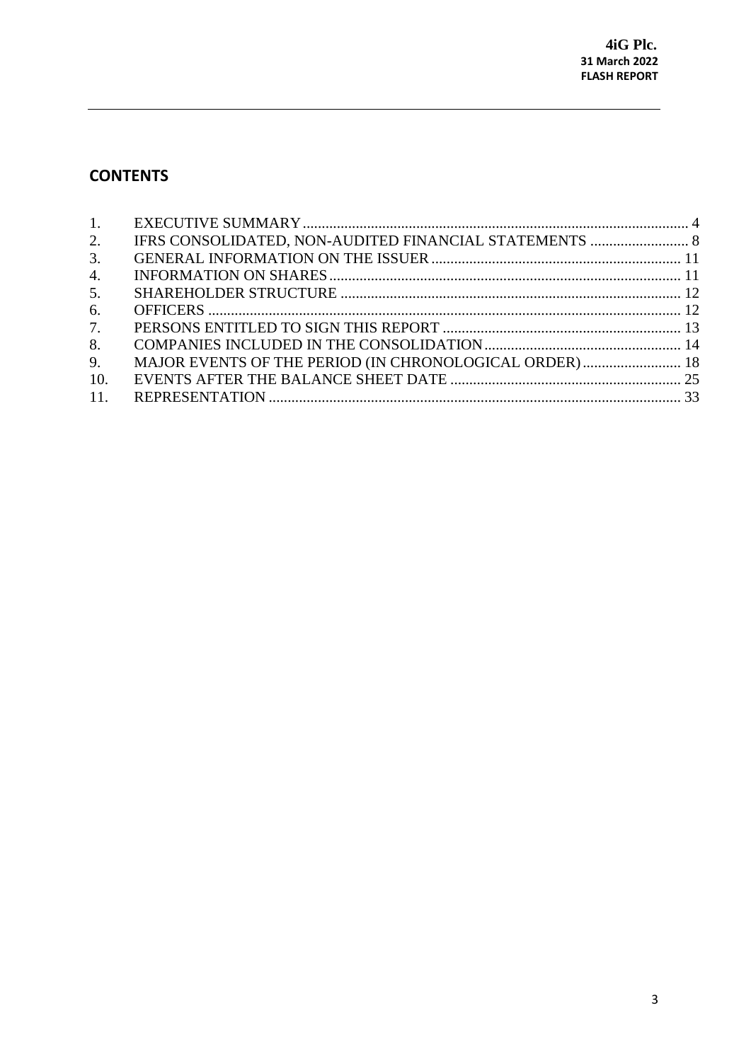## CONTENTS

| | | |
|---|---|---|
| 1. | EXECUTIVE SUMMARY | 4 |
| 2. | IFRS CONSOLIDATED, NON-AUDITED FINANCIAL STATEMENTS | 8 |
| 3. | GENERAL INFORMATION ON THE ISSUER | 11 |
| 4. | INFORMATION ON SHARES | 11 |
| 5. | SHAREHOLDER STRUCTURE | 12 |
| 6. | OFFICERS | 12 |
| 7. | PERSONS ENTITLED TO SIGN THIS REPORT | 13 |
| 8. | COMPANIES INCLUDED IN THE CONSOLIDATION | 14 |
| 9. | MAJOR EVENTS OF THE PERIOD (IN CHRONOLOGICAL ORDER) | 18 |
| 10. | EVENTS AFTER THE BALANCE SHEET DATE | 25 |
| 11. | REPRESENTATION | 33 |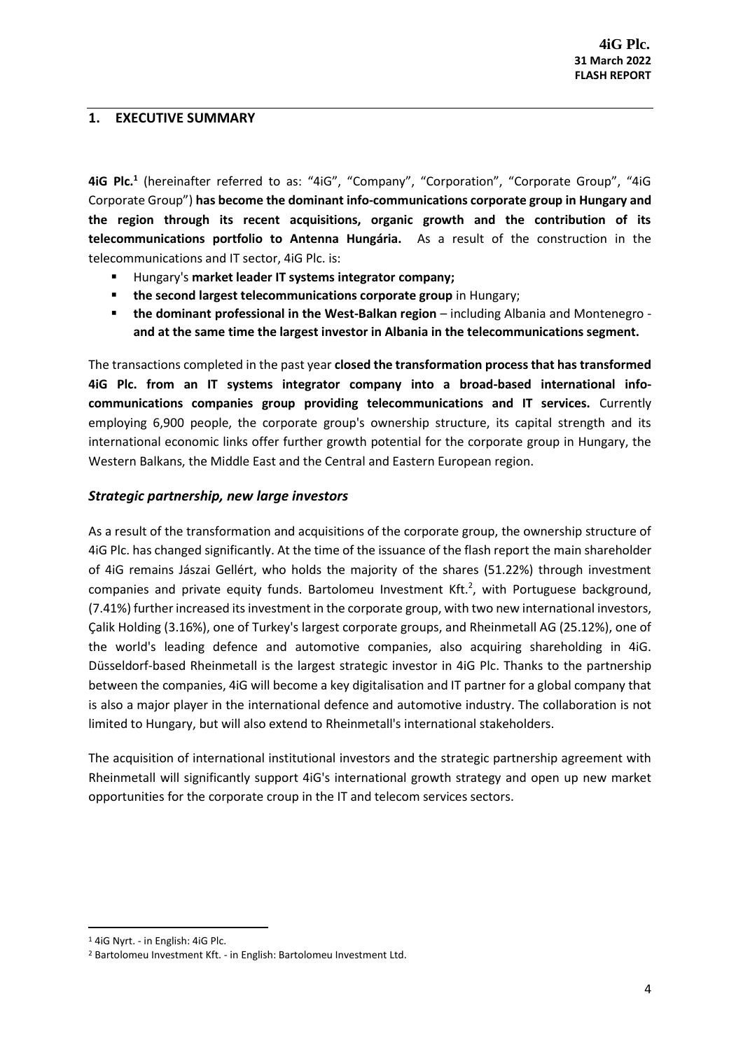## 1. EXECUTIVE SUMMARY

**4iG Plc.**[1] (hereinafter referred to as: "4iG", "Company", "Corporation", "Corporate Group", "4iG Corporate Group") **has become the dominant info-communications corporate group in Hungary and the region through its recent acquisitions, organic growth and the contribution of its telecommunications portfolio to Antenna Hungária.** As a result of the construction in the telecommunications and IT sector, 4iG Plc. is:

- Hungary's **market leader IT systems integrator company;**
- **the second largest telecommunications corporate group** in Hungary;
- **the dominant professional in the West-Balkan region** – including Albania and Montenegro - **and at the same time the largest investor in Albania in the telecommunications segment.**

The transactions completed in the past year **closed the transformation process that has transformed 4iG Plc. from an IT systems integrator company into a broad-based international info-communications companies group providing telecommunications and IT services.** Currently employing 6,900 people, the corporate group's ownership structure, its capital strength and its international economic links offer further growth potential for the corporate group in Hungary, the Western Balkans, the Middle East and the Central and Eastern European region.

### *Strategic partnership, new large investors*

As a result of the transformation and acquisitions of the corporate group, the ownership structure of 4iG Plc. has changed significantly. At the time of the issuance of the flash report the main shareholder of 4iG remains Jászai Gellért, who holds the majority of the shares (51.22%) through investment companies and private equity funds. Bartolomeu Investment Kft.[2], with Portuguese background, (7.41%) further increased its investment in the corporate group, with two new international investors, Çalik Holding (3.16%), one of Turkey's largest corporate groups, and Rheinmetall AG (25.12%), one of the world's leading defence and automotive companies, also acquiring shareholding in 4iG. Düsseldorf-based Rheinmetall is the largest strategic investor in 4iG Plc. Thanks to the partnership between the companies, 4iG will become a key digitalisation and IT partner for a global company that is also a major player in the international defence and automotive industry. The collaboration is not limited to Hungary, but will also extend to Rheinmetall's international stakeholders.

The acquisition of international institutional investors and the strategic partnership agreement with Rheinmetall will significantly support 4iG's international growth strategy and open up new market opportunities for the corporate croup in the IT and telecom services sectors.

---

[1] 4iG Nyrt. - in English: 4iG Plc.

[2] Bartolomeu Investment Kft. - in English: Bartolomeu Investment Ltd.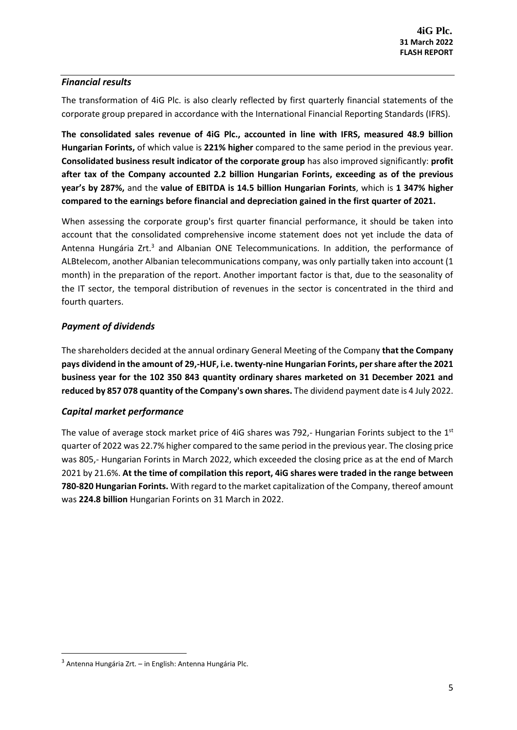### *Financial results*

The transformation of 4iG Plc. is also clearly reflected by first quarterly financial statements of the corporate group prepared in accordance with the International Financial Reporting Standards (IFRS).

**The consolidated sales revenue of 4iG Plc., accounted in line with IFRS, measured 48.9 billion Hungarian Forints,** of which value is **221% higher** compared to the same period in the previous year. **Consolidated business result indicator of the corporate group** has also improved significantly: **profit after tax of the Company accounted 2.2 billion Hungarian Forints, exceeding as of the previous year's by 287%,** and the **value of EBITDA is 14.5 billion Hungarian Forints**, which is **1 347% higher compared to the earnings before financial and depreciation gained in the first quarter of 2021.**

When assessing the corporate group's first quarter financial performance, it should be taken into account that the consolidated comprehensive income statement does not yet include the data of Antenna Hungária Zrt.[3] and Albanian ONE Telecommunications. In addition, the performance of ALBtelecom, another Albanian telecommunications company, was only partially taken into account (1 month) in the preparation of the report. Another important factor is that, due to the seasonality of the IT sector, the temporal distribution of revenues in the sector is concentrated in the third and fourth quarters.

### *Payment of dividends*

The shareholders decided at the annual ordinary General Meeting of the Company **that the Company pays dividend in the amount of 29,-HUF, i.e. twenty-nine Hungarian Forints, per share after the 2021 business year for the 102 350 843 quantity ordinary shares marketed on 31 December 2021 and reduced by 857 078 quantity of the Company's own shares.** The dividend payment date is 4 July 2022.

### *Capital market performance*

The value of average stock market price of 4iG shares was 792,- Hungarian Forints subject to the 1st quarter of 2022 was 22.7% higher compared to the same period in the previous year. The closing price was 805,- Hungarian Forints in March 2022, which exceeded the closing price as at the end of March 2021 by 21.6%. **At the time of compilation this report, 4iG shares were traded in the range between 780-820 Hungarian Forints.** With regard to the market capitalization of the Company, thereof amount was **224.8 billion** Hungarian Forints on 31 March in 2022.

[3] Antenna Hungária Zrt. – in English: Antenna Hungária Plc.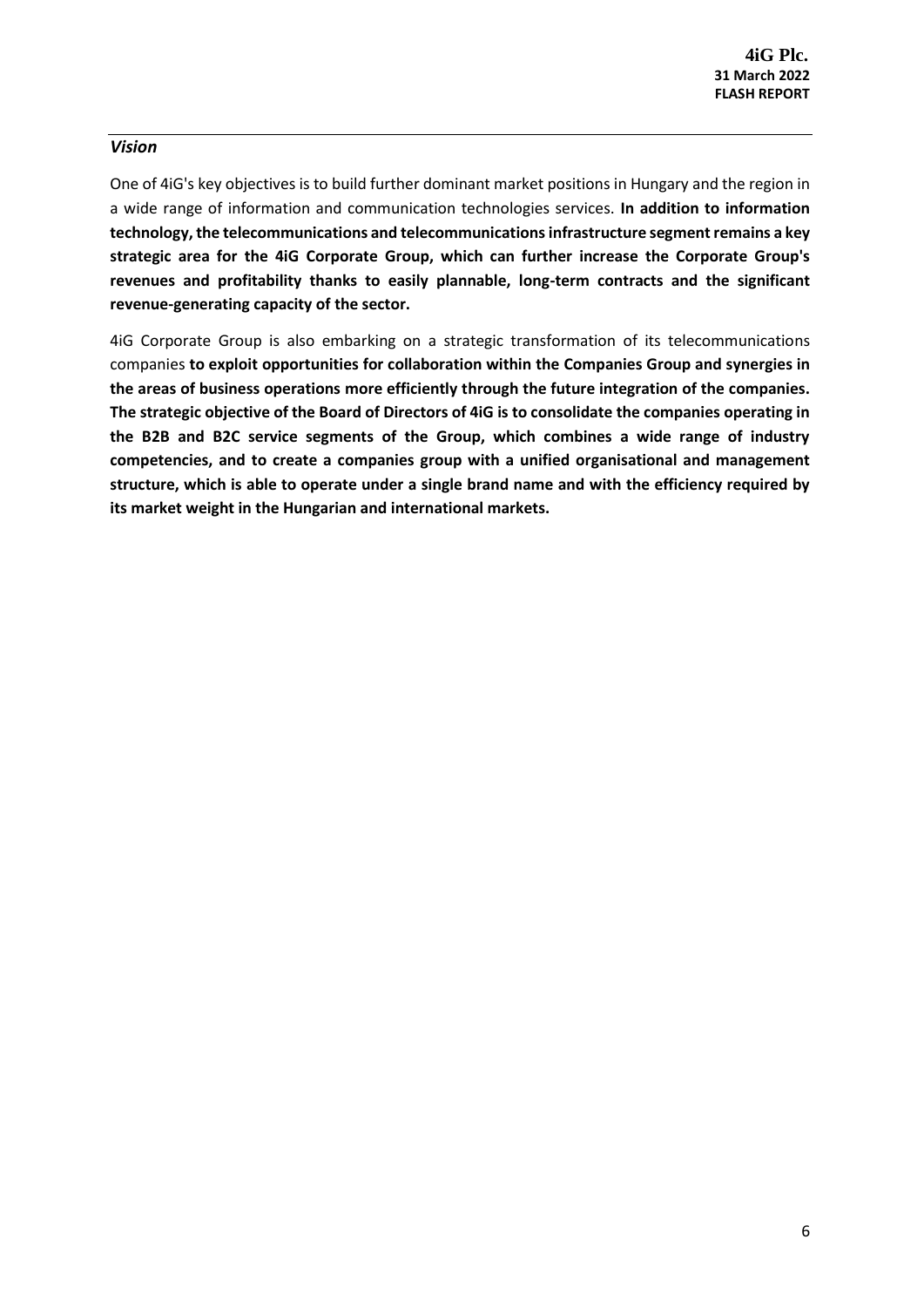### *Vision*

One of 4iG's key objectives is to build further dominant market positions in Hungary and the region in a wide range of information and communication technologies services. **In addition to information technology, the telecommunications and telecommunications infrastructure segment remains a key strategic area for the 4iG Corporate Group, which can further increase the Corporate Group's revenues and profitability thanks to easily plannable, long-term contracts and the significant revenue-generating capacity of the sector.**

4iG Corporate Group is also embarking on a strategic transformation of its telecommunications companies **to exploit opportunities for collaboration within the Companies Group and synergies in the areas of business operations more efficiently through the future integration of the companies. The strategic objective of the Board of Directors of 4iG is to consolidate the companies operating in the B2B and B2C service segments of the Group, which combines a wide range of industry competencies, and to create a companies group with a unified organisational and management structure, which is able to operate under a single brand name and with the efficiency required by its market weight in the Hungarian and international markets.**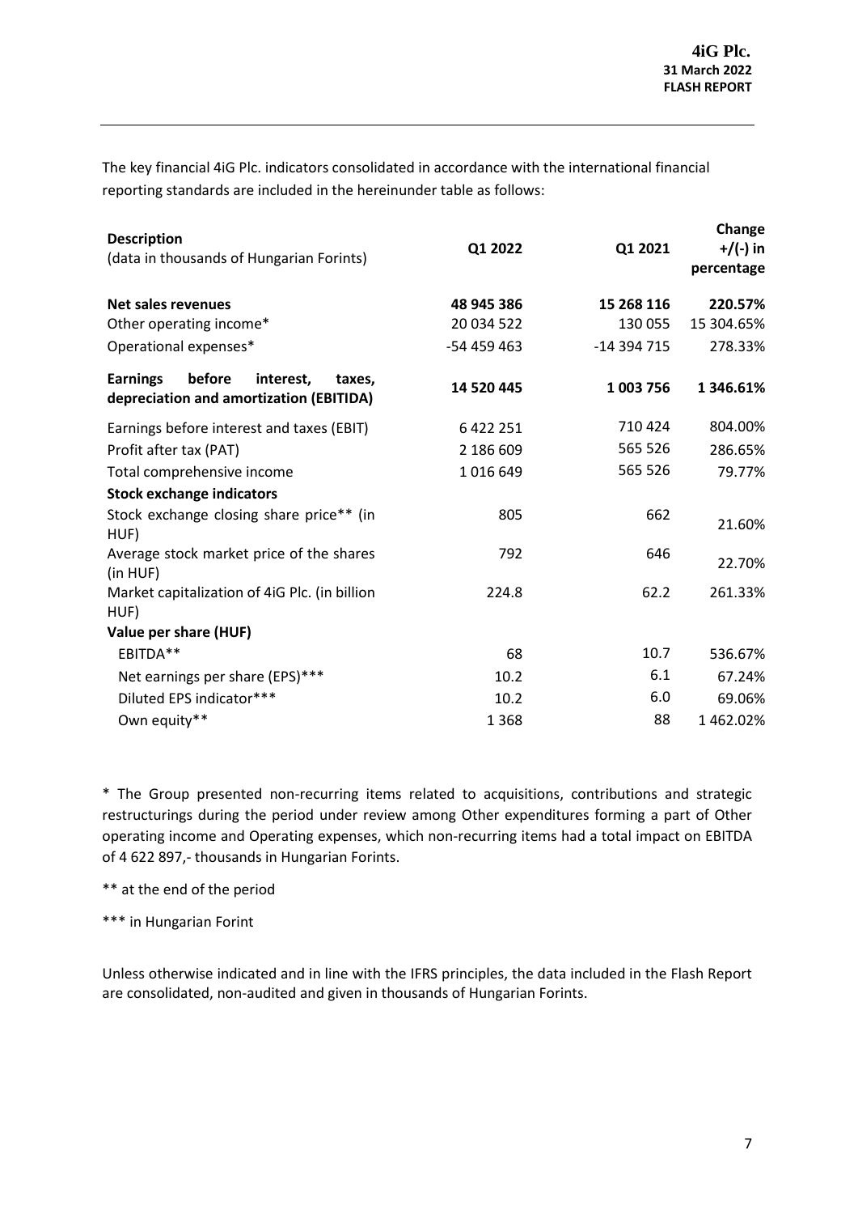The key financial 4iG Plc. indicators consolidated in accordance with the international financial reporting standards are included in the hereinunder table as follows:

| **Description** (data in thousands of Hungarian Forints) | **Q1 2022** | **Q1 2021** | **Change +/(-) in percentage** |
|---|---|---|---|
| **Net sales revenues** | **48 945 386** | **15 268 116** | **220.57%** |
| Other operating income* | 20 034 522 | 130 055 | 15 304.65% |
| Operational expenses* | -54 459 463 | -14 394 715 | 278.33% |
| **Earnings before interest, taxes, depreciation and amortization (EBITDA)** | **14 520 445** | **1 003 756** | **1 346.61%** |
| Earnings before interest and taxes (EBIT) | 6 422 251 | 710 424 | 804.00% |
| Profit after tax (PAT) | 2 186 609 | 565 526 | 286.65% |
| Total comprehensive income | 1 016 649 | 565 526 | 79.77% |
| **Stock exchange indicators** | | | |
| Stock exchange closing share price** (in HUF) | 805 | 662 | 21.60% |
| Average stock market price of the shares (in HUF) | 792 | 646 | 22.70% |
| Market capitalization of 4iG Plc. (in billion HUF) | 224.8 | 62.2 | 261.33% |
| **Value per share (HUF)** | | | |
| EBITDA** | 68 | 10.7 | 536.67% |
| Net earnings per share (EPS)*** | 10.2 | 6.1 | 67.24% |
| Diluted EPS indicator*** | 10.2 | 6.0 | 69.06% |
| Own equity** | 1 368 | 88 | 1 462.02% |

* The Group presented non-recurring items related to acquisitions, contributions and strategic restructurings during the period under review among Other expenditures forming a part of Other operating income and Operating expenses, which non-recurring items had a total impact on EBITDA of 4 622 897,- thousands in Hungarian Forints.

** at the end of the period

*** in Hungarian Forint

Unless otherwise indicated and in line with the IFRS principles, the data included in the Flash Report are consolidated, non-audited and given in thousands of Hungarian Forints.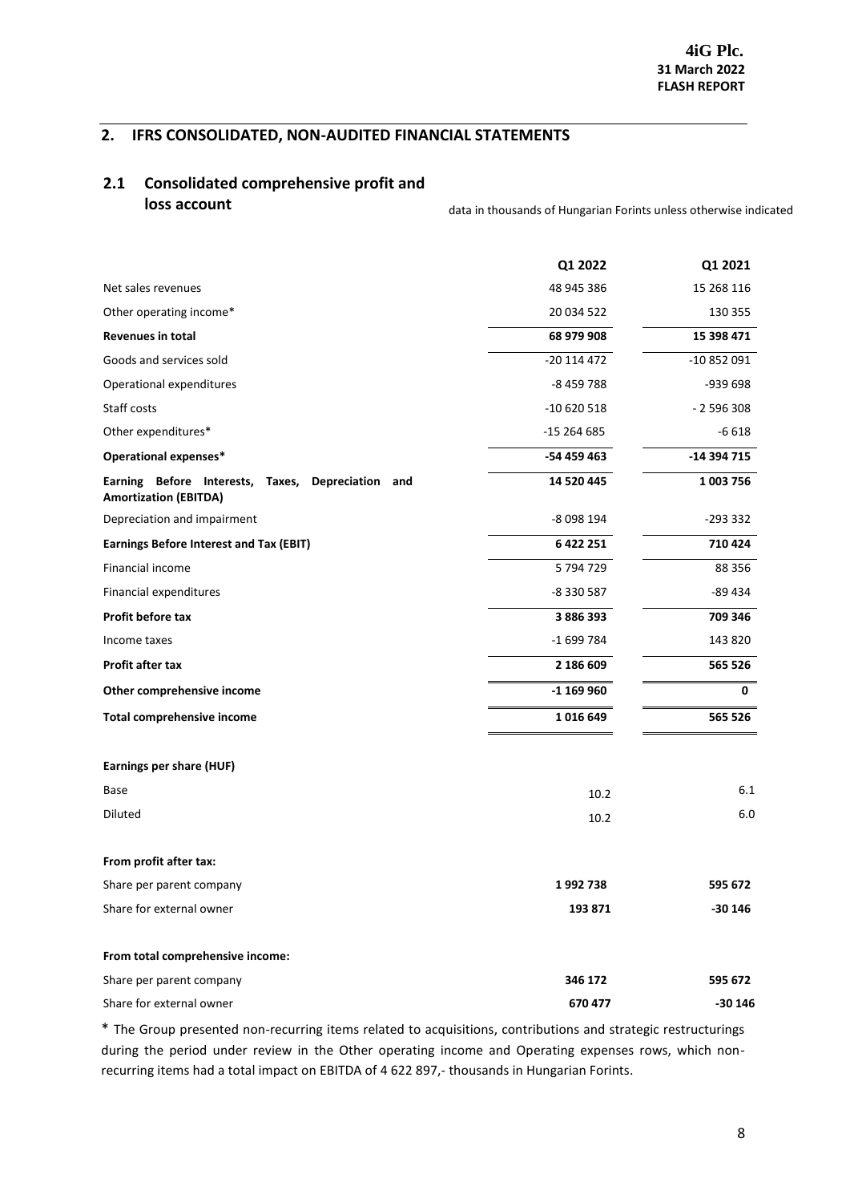## 2. IFRS CONSOLIDATED, NON-AUDITED FINANCIAL STATEMENTS

### 2.1 Consolidated comprehensive profit and loss account

data in thousands of Hungarian Forints unless otherwise indicated

| | Q1 2022 | Q1 2021 |
|---|---|---|
| Net sales revenues | 48 945 386 | 15 268 116 |
| Other operating income* | 20 034 522 | 130 355 |
| **Revenues in total** | **68 979 908** | **15 398 471** |
| Goods and services sold | -20 114 472 | -10 852 091 |
| Operational expenditures | -8 459 788 | -939 698 |
| Staff costs | -10 620 518 | - 2 596 308 |
| Other expenditures* | -15 264 685 | -6 618 |
| **Operational expenses*** | **-54 459 463** | **-14 394 715** |
| **Earning Before Interests, Taxes, Depreciation and Amortization (EBITDA)** | **14 520 445** | **1 003 756** |
| Depreciation and impairment | -8 098 194 | -293 332 |
| **Earnings Before Interest and Tax (EBIT)** | **6 422 251** | **710 424** |
| Financial income | 5 794 729 | 88 356 |
| Financial expenditures | -8 330 587 | -89 434 |
| **Profit before tax** | **3 886 393** | **709 346** |
| Income taxes | -1 699 784 | 143 820 |
| **Profit after tax** | **2 186 609** | **565 526** |
| **Other comprehensive income** | **-1 169 960** | **0** |
| **Total comprehensive income** | **1 016 649** | **565 526** |
| | | |
| **Earnings per share (HUF)** | | |
| Base | 10.2 | 6.1 |
| Diluted | 10.2 | 6.0 |
| | | |
| **From profit after tax:** | | |
| Share per parent company | **1 992 738** | **595 672** |
| Share for external owner | **193 871** | **-30 146** |
| | | |
| **From total comprehensive income:** | | |
| Share per parent company | **346 172** | **595 672** |
| Share for external owner | **670 477** | **-30 146** |

* The Group presented non-recurring items related to acquisitions, contributions and strategic restructurings during the period under review in the Other operating income and Operating expenses rows, which non-recurring items had a total impact on EBITDA of 4 622 897,- thousands in Hungarian Forints.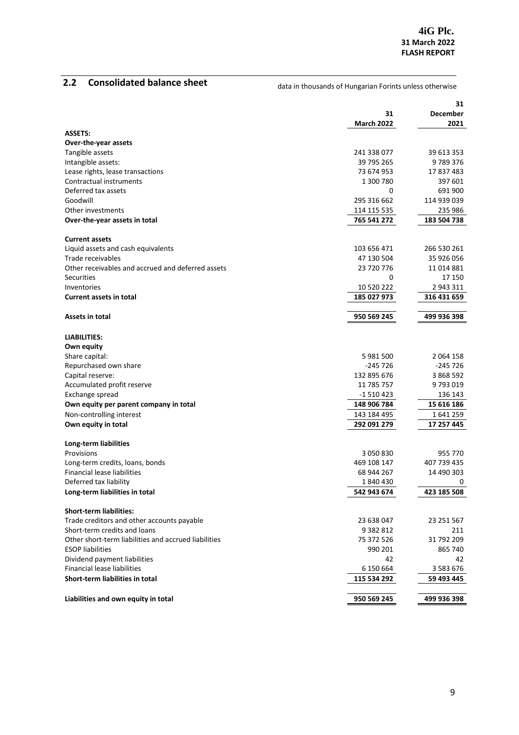## 2.2 Consolidated balance sheet

data in thousands of Hungarian Forints unless otherwise

| | 31 March 2022 | 31 December 2021 |
|---|---|---|
| **ASSETS:** | | |
| **Over-the-year assets** | | |
| Tangible assets | 241 338 077 | 39 613 353 |
| Intangible assets: | 39 795 265 | 9 789 376 |
| Lease rights, lease transactions | 73 674 953 | 17 837 483 |
| Contractual instruments | 1 300 780 | 397 601 |
| Deferred tax assets | 0 | 691 900 |
| Goodwill | 295 316 662 | 114 939 039 |
| Other investments | 114 115 535 | 235 986 |
| **Over-the-year assets in total** | **765 541 272** | **183 504 738** |
| **Current assets** | | |
| Liquid assets and cash equivalents | 103 656 471 | 266 530 261 |
| Trade receivables | 47 130 504 | 35 926 056 |
| Other receivables and accrued and deferred assets | 23 720 776 | 11 014 881 |
| Securities | 0 | 17 150 |
| Inventories | 10 520 222 | 2 943 311 |
| **Current assets in total** | **185 027 973** | **316 431 659** |
| **Assets in total** | **950 569 245** | **499 936 398** |
| **LIABILITIES:** | | |
| **Own equity** | | |
| Share capital: | 5 981 500 | 2 064 158 |
| Repurchased own share | -245 726 | -245 726 |
| Capital reserve: | 132 895 676 | 3 868 592 |
| Accumulated profit reserve | 11 785 757 | 9 793 019 |
| Exchange spread | -1 510 423 | 136 143 |
| **Own equity per parent company in total** | **148 906 784** | **15 616 186** |
| Non-controlling interest | 143 184 495 | 1 641 259 |
| **Own equity in total** | **292 091 279** | **17 257 445** |
| **Long-term liabilities** | | |
| Provisions | 3 050 830 | 955 770 |
| Long-term credits, loans, bonds | 469 108 147 | 407 739 435 |
| Financial lease liabilities | 68 944 267 | 14 490 303 |
| Deferred tax liability | 1 840 430 | 0 |
| **Long-term liabilities in total** | **542 943 674** | **423 185 508** |
| **Short-term liabilities:** | | |
| Trade creditors and other accounts payable | 23 638 047 | 23 251 567 |
| Short-term credits and loans | 9 382 812 | 211 |
| Other short-term liabilities and accrued liabilities | 75 372 526 | 31 792 209 |
| ESOP liabilities | 990 201 | 865 740 |
| Dividend payment liabilities | 42 | 42 |
| Financial lease liabilities | 6 150 664 | 3 583 676 |
| **Short-term liabilities in total** | **115 534 292** | **59 493 445** |
| **Liabilities and own equity in total** | **950 569 245** | **499 936 398** |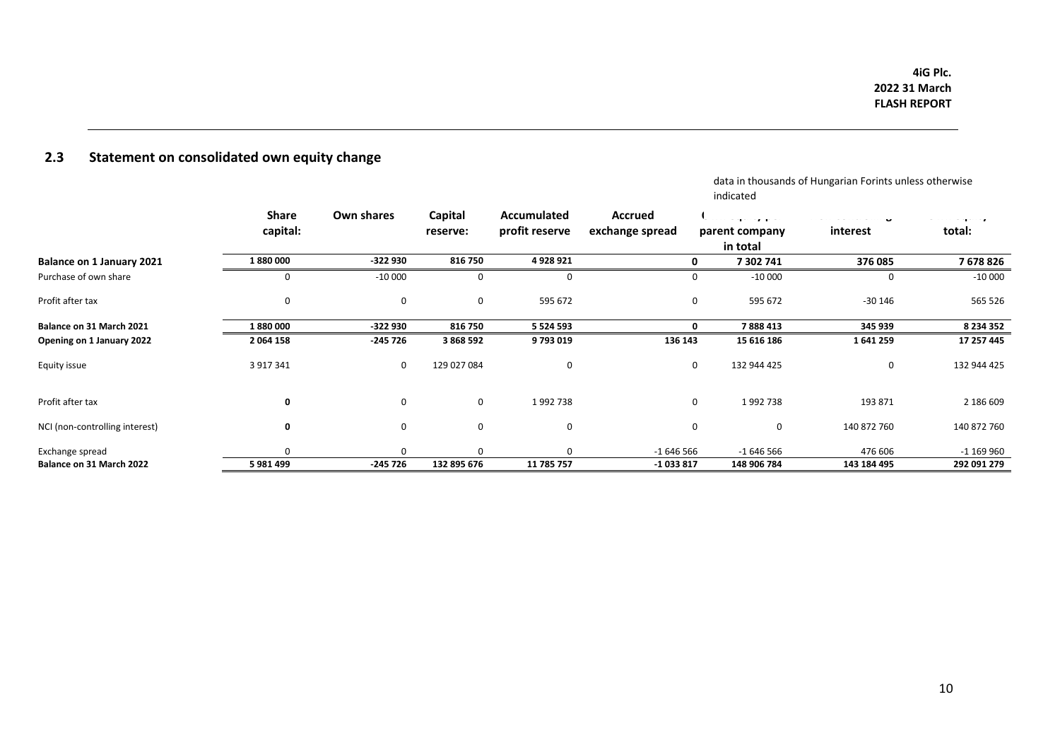## 2.3 Statement on consolidated own equity change

data in thousands of Hungarian Forints unless otherwise indicated

| | Share capital: | Own shares | Capital reserve: | Accumulated profit reserve | Accrued exchange spread | Equity of parent company in total | Non-controlling interest | Equity total: |
|---|---|---|---|---|---|---|---|---|
| **Balance on 1 January 2021** | **1 880 000** | **-322 930** | **816 750** | **4 928 921** | **0** | **7 302 741** | **376 085** | **7 678 826** |
| Purchase of own share | 0 | -10 000 | 0 | 0 | 0 | -10 000 | 0 | -10 000 |
| Profit after tax | 0 | 0 | 0 | 595 672 | 0 | 595 672 | -30 146 | 565 526 |
| **Balance on 31 March 2021** | **1 880 000** | **-322 930** | **816 750** | **5 524 593** | **0** | **7 888 413** | **345 939** | **8 234 352** |
| **Opening on 1 January 2022** | **2 064 158** | **-245 726** | **3 868 592** | **9 793 019** | **136 143** | **15 616 186** | **1 641 259** | **17 257 445** |
| Equity issue | 3 917 341 | 0 | 129 027 084 | 0 | 0 | 132 944 425 | 0 | 132 944 425 |
| Profit after tax | **0** | 0 | 0 | 1 992 738 | 0 | 1 992 738 | 193 871 | 2 186 609 |
| NCI (non-controlling interest) | **0** | 0 | 0 | 0 | 0 | 0 | 140 872 760 | 140 872 760 |
| Exchange spread | 0 | 0 | 0 | 0 | -1 646 566 | -1 646 566 | 476 606 | -1 169 960 |
| **Balance on 31 March 2022** | **5 981 499** | **-245 726** | **132 895 676** | **11 785 757** | **-1 033 817** | **148 906 784** | **143 184 495** | **292 091 279** |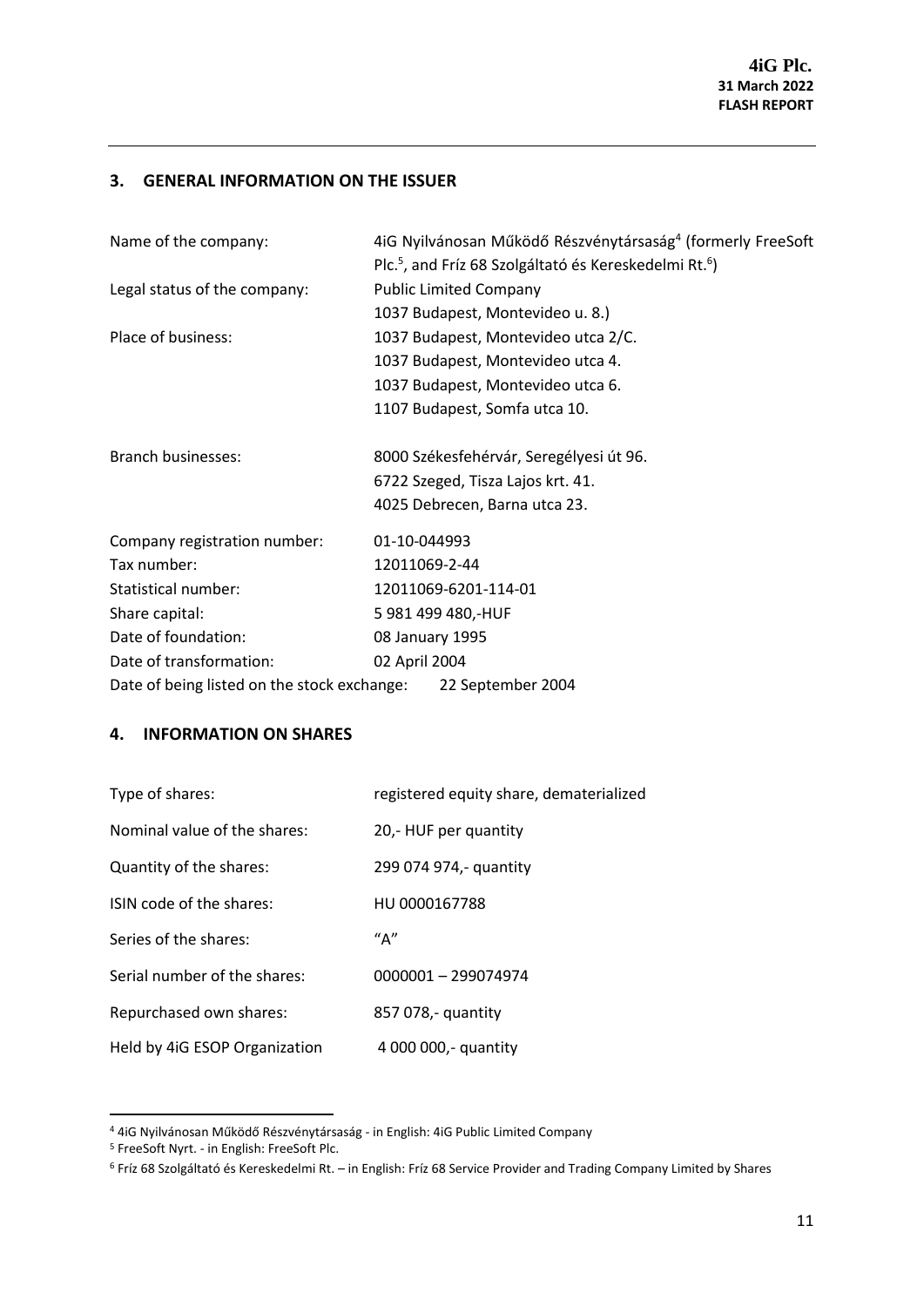## 3. GENERAL INFORMATION ON THE ISSUER

| | |
|---|---|
| Name of the company: | 4iG Nyilvánosan Működő Részvénytársaság[4] (formerly FreeSoft Plc.[5], and Fríz 68 Szolgáltató és Kereskedelmi Rt.[6]) |
| Legal status of the company: | Public Limited Company<br>1037 Budapest, Montevideo u. 8.) |
| Place of business: | 1037 Budapest, Montevideo utca 2/C.<br>1037 Budapest, Montevideo utca 4.<br>1037 Budapest, Montevideo utca 6.<br>1107 Budapest, Somfa utca 10. |
| Branch businesses: | 8000 Székesfehérvár, Seregélyesi út 96.<br>6722 Szeged, Tisza Lajos krt. 41.<br>4025 Debrecen, Barna utca 23. |
| Company registration number: | 01-10-044993 |
| Tax number: | 12011069-2-44 |
| Statistical number: | 12011069-6201-114-01 |
| Share capital: | 5 981 499 480,-HUF |
| Date of foundation: | 08 January 1995 |
| Date of transformation: | 02 April 2004 |
| Date of being listed on the stock exchange: | 22 September 2004 |

## 4. INFORMATION ON SHARES

| | |
|---|---|
| Type of shares: | registered equity share, dematerialized |
| Nominal value of the shares: | 20,- HUF per quantity |
| Quantity of the shares: | 299 074 974,- quantity |
| ISIN code of the shares: | HU 0000167788 |
| Series of the shares: | "A" |
| Serial number of the shares: | 0000001 – 299074974 |
| Repurchased own shares: | 857 078,- quantity |
| Held by 4iG ESOP Organization | 4 000 000,- quantity |

---

[4] 4iG Nyilvánosan Működő Részvénytársaság - in English: 4iG Public Limited Company

[5] FreeSoft Nyrt. - in English: FreeSoft Plc.

[6] Fríz 68 Szolgáltató és Kereskedelmi Rt. – in English: Fríz 68 Service Provider and Trading Company Limited by Shares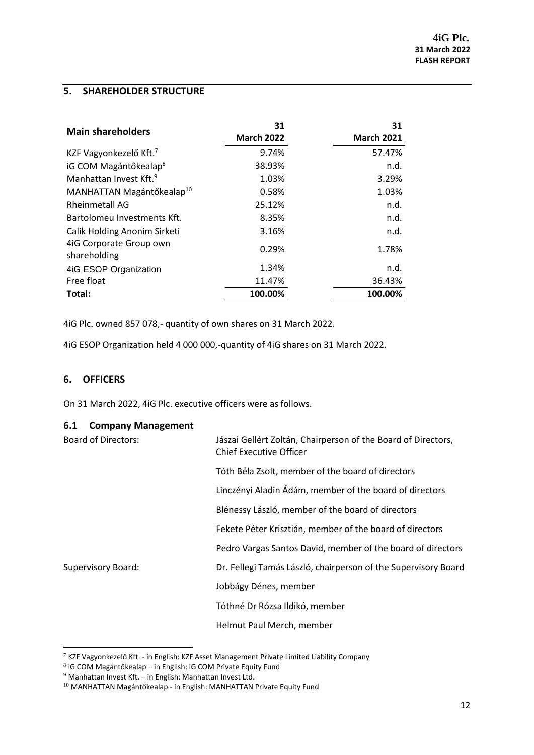## 5. SHAREHOLDER STRUCTURE

| Main shareholders | 31 March 2022 | 31 March 2021 |
|---|---|---|
| KZF Vagyonkezelő Kft.[7] | 9.74% | 57.47% |
| iG COM Magántőkealap[8] | 38.93% | n.d. |
| Manhattan Invest Kft.[9] | 1.03% | 3.29% |
| MANHATTAN Magántőkealap[10] | 0.58% | 1.03% |
| Rheinmetall AG | 25.12% | n.d. |
| Bartolomeu Investments Kft. | 8.35% | n.d. |
| Calik Holding Anonim Sirketi | 3.16% | n.d. |
| 4iG Corporate Group own shareholding | 0.29% | 1.78% |
| 4iG ESOP Organization | 1.34% | n.d. |
| Free float | 11.47% | 36.43% |
| **Total:** | **100.00%** | **100.00%** |

4iG Plc. owned 857 078,- quantity of own shares on 31 March 2022.

4iG ESOP Organization held 4 000 000,-quantity of 4iG shares on 31 March 2022.

## 6. OFFICERS

On 31 March 2022, 4iG Plc. executive officers were as follows.

### 6.1 Company Management

Board of Directors:

- Jászai Gellért Zoltán, Chairperson of the Board of Directors, Chief Executive Officer
- Tóth Béla Zsolt, member of the board of directors
- Linczényi Aladin Ádám, member of the board of directors
- Blénessy László, member of the board of directors
- Fekete Péter Krisztián, member of the board of directors
- Pedro Vargas Santos David, member of the board of directors

Supervisory Board:

- Dr. Fellegi Tamás László, chairperson of the Supervisory Board
- Jobbágy Dénes, member
- Tóthné Dr Rózsa Ildikó, member
- Helmut Paul Merch, member

[7] KZF Vagyonkezelő Kft. - in English: KZF Asset Management Private Limited Liability Company

[8] iG COM Magántőkealap – in English: iG COM Private Equity Fund

[9] Manhattan Invest Kft. – in English: Manhattan Invest Ltd.

[10] MANHATTAN Magántőkealap - in English: MANHATTAN Private Equity Fund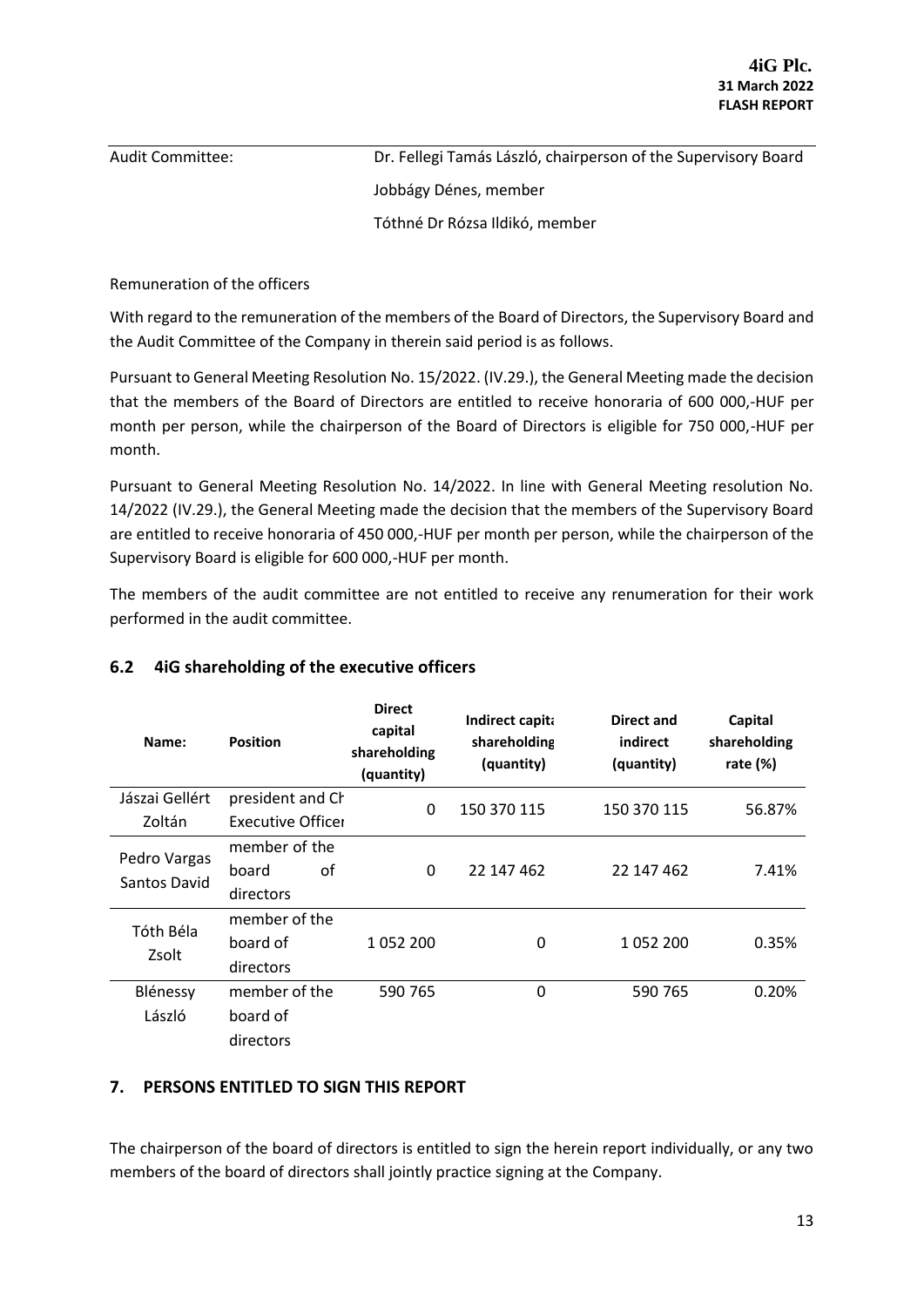| Audit Committee: | Dr. Fellegi Tamás László, chairperson of the Supervisory Board |
|---|---|
| | Jobbágy Dénes, member |
| | Tóthné Dr Rózsa Ildikó, member |

Remuneration of the officers

With regard to the remuneration of the members of the Board of Directors, the Supervisory Board and the Audit Committee of the Company in therein said period is as follows.

Pursuant to General Meeting Resolution No. 15/2022. (IV.29.), the General Meeting made the decision that the members of the Board of Directors are entitled to receive honoraria of 600 000,-HUF per month per person, while the chairperson of the Board of Directors is eligible for 750 000,-HUF per month.

Pursuant to General Meeting Resolution No. 14/2022. In line with General Meeting resolution No. 14/2022 (IV.29.), the General Meeting made the decision that the members of the Supervisory Board are entitled to receive honoraria of 450 000,-HUF per month per person, while the chairperson of the Supervisory Board is eligible for 600 000,-HUF per month.

The members of the audit committee are not entitled to receive any renumeration for their work performed in the audit committee.

## 6.2 4iG shareholding of the executive officers

| Name: | Position | Direct capital shareholding (quantity) | Indirect capital shareholding (quantity) | Direct and indirect (quantity) | Capital shareholding rate (%) |
|---|---|---|---|---|---|
| Jászai Gellért Zoltán | president and Chief Executive Officer | 0 | 150 370 115 | 150 370 115 | 56.87% |
| Pedro Vargas Santos David | member of the board of directors | 0 | 22 147 462 | 22 147 462 | 7.41% |
| Tóth Béla Zsolt | member of the board of directors | 1 052 200 | 0 | 1 052 200 | 0.35% |
| Blénessy László | member of the board of directors | 590 765 | 0 | 590 765 | 0.20% |

## 7. PERSONS ENTITLED TO SIGN THIS REPORT

The chairperson of the board of directors is entitled to sign the herein report individually, or any two members of the board of directors shall jointly practice signing at the Company.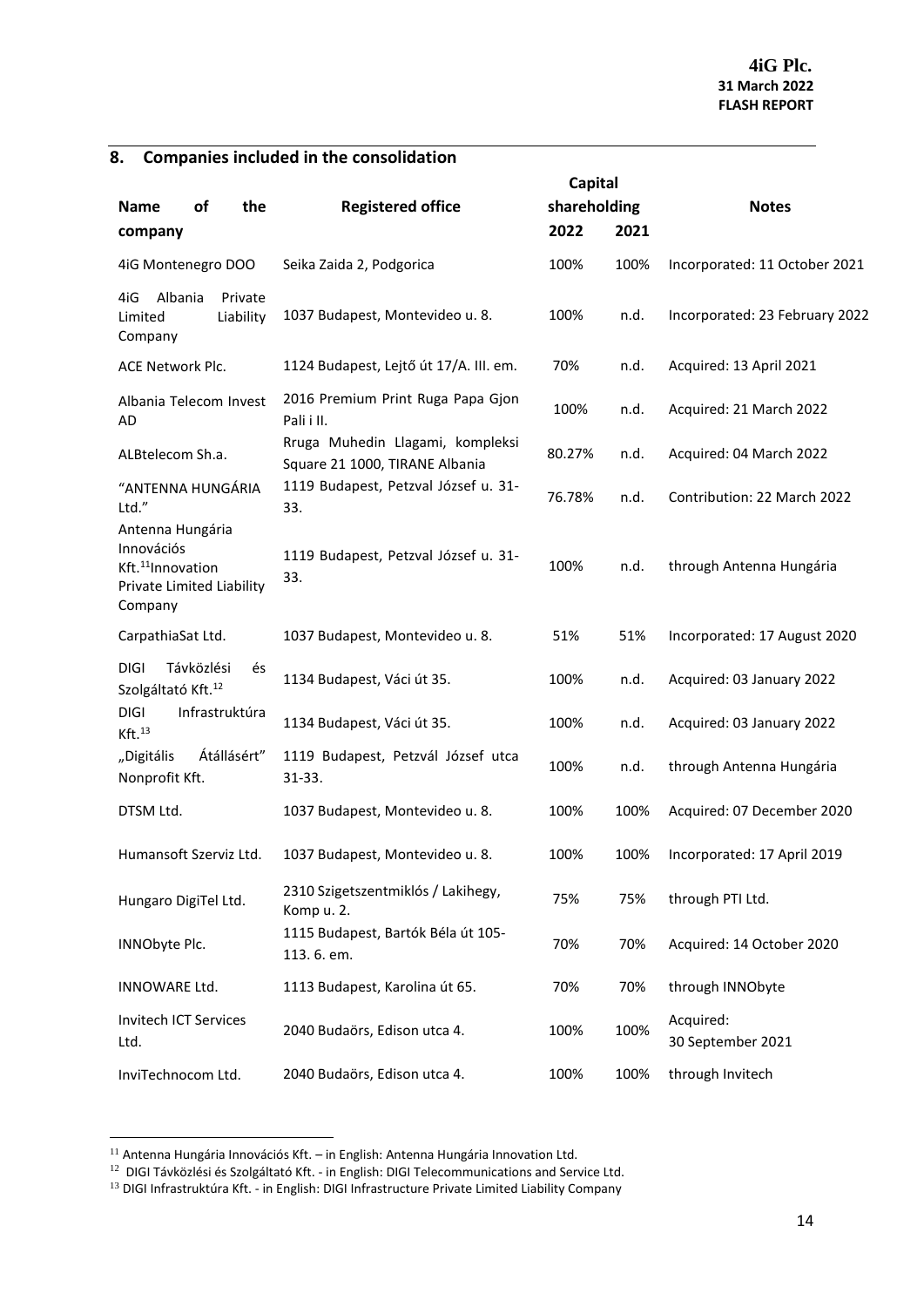## 8. Companies included in the consolidation

| Name of the company | Registered office | Capital shareholding | | Notes |
|---|---|---|---|---|
| | | 2022 | 2021 | |
| 4iG Montenegro DOO | Seika Zaida 2, Podgorica | 100% | 100% | Incorporated: 11 October 2021 |
| 4iG Albania Private Limited Liability Company | 1037 Budapest, Montevideo u. 8. | 100% | n.d. | Incorporated: 23 February 2022 |
| ACE Network Plc. | 1124 Budapest, Lejtő út 17/A. III. em. | 70% | n.d. | Acquired: 13 April 2021 |
| Albania Telecom Invest AD | 2016 Premium Print Ruga Papa Gjon Pali i II. | 100% | n.d. | Acquired: 21 March 2022 |
| ALBtelecom Sh.a. | Rruga Muhedin Llagami, kompleksi Square 21 1000, TIRANE Albania | 80.27% | n.d. | Acquired: 04 March 2022 |
| "ANTENNA HUNGÁRIA Ltd." | 1119 Budapest, Petzval József u. 31-33. | 76.78% | n.d. | Contribution: 22 March 2022 |
| Antenna Hungária Innovációs Kft.[11]Innovation Private Limited Liability Company | 1119 Budapest, Petzval József u. 31-33. | 100% | n.d. | through Antenna Hungária |
| CarpathiaSat Ltd. | 1037 Budapest, Montevideo u. 8. | 51% | 51% | Incorporated: 17 August 2020 |
| DIGI Távközlési és Szolgáltató Kft.[12] | 1134 Budapest, Váci út 35. | 100% | n.d. | Acquired: 03 January 2022 |
| DIGI Infrastruktúra Kft.[13] | 1134 Budapest, Váci út 35. | 100% | n.d. | Acquired: 03 January 2022 |
| „Digitális Átállásért" Nonprofit Kft. | 1119 Budapest, Petzvál József utca 31-33. | 100% | n.d. | through Antenna Hungária |
| DTSM Ltd. | 1037 Budapest, Montevideo u. 8. | 100% | 100% | Acquired: 07 December 2020 |
| Humansoft Szerviz Ltd. | 1037 Budapest, Montevideo u. 8. | 100% | 100% | Incorporated: 17 April 2019 |
| Hungaro DigiTel Ltd. | 2310 Szigetszentmiklós / Lakihegy, Komp u. 2. | 75% | 75% | through PTI Ltd. |
| INNObyte Plc. | 1115 Budapest, Bartók Béla út 105-113. 6. em. | 70% | 70% | Acquired: 14 October 2020 |
| INNOWARE Ltd. | 1113 Budapest, Karolina út 65. | 70% | 70% | through INNObyte |
| Invitech ICT Services Ltd. | 2040 Budaörs, Edison utca 4. | 100% | 100% | Acquired: 30 September 2021 |
| InviTechnocom Ltd. | 2040 Budaörs, Edison utca 4. | 100% | 100% | through Invitech |

[11] Antenna Hungária Innovációs Kft. – in English: Antenna Hungária Innovation Ltd.

[12] DIGI Távközlési és Szolgáltató Kft. - in English: DIGI Telecommunications and Service Ltd.

[13] DIGI Infrastruktúra Kft. - in English: DIGI Infrastructure Private Limited Liability Company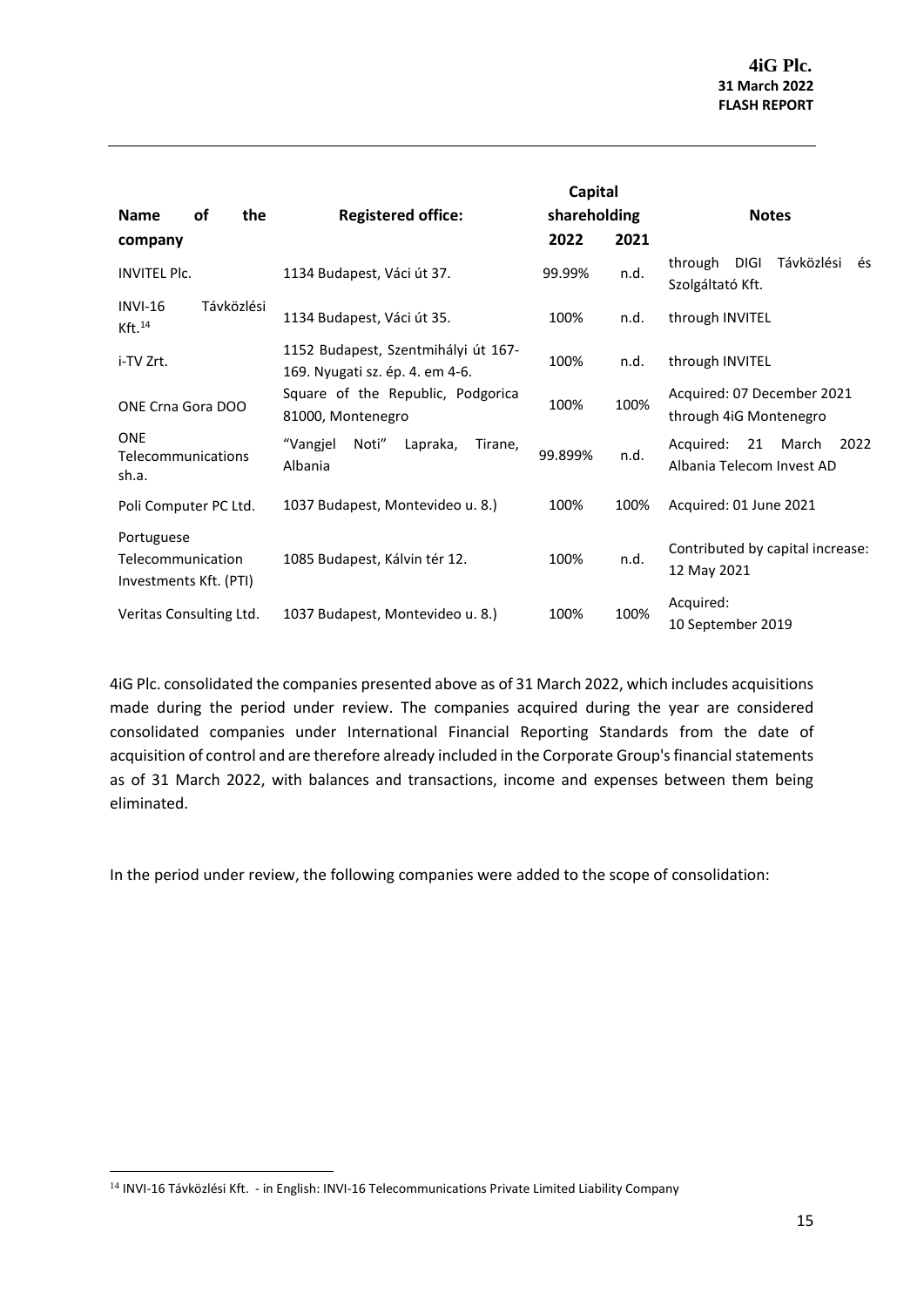| Name of the company | Registered office: | Capital shareholding | | Notes |
|---|---|---|---|---|
| | | 2022 | 2021 | |
| INVITEL Plc. | 1134 Budapest, Váci út 37. | 99.99% | n.d. | through DIGI Távközlési és Szolgáltató Kft. |
| INVI-16 Távközlési Kft.[14] | 1134 Budapest, Váci út 35. | 100% | n.d. | through INVITEL |
| i-TV Zrt. | 1152 Budapest, Szentmihályi út 167-169. Nyugati sz. ép. 4. em 4-6. | 100% | n.d. | through INVITEL |
| ONE Crna Gora DOO | Square of the Republic, Podgorica 81000, Montenegro | 100% | 100% | Acquired: 07 December 2021 through 4iG Montenegro |
| ONE Telecommunications sh.a. | "Vangjel Noti" Lapraka, Tirane, Albania | 99.899% | n.d. | Acquired: 21 March 2022 Albania Telecom Invest AD |
| Poli Computer PC Ltd. | 1037 Budapest, Montevideo u. 8.) | 100% | 100% | Acquired: 01 June 2021 |
| Portuguese Telecommunication Investments Kft. (PTI) | 1085 Budapest, Kálvin tér 12. | 100% | n.d. | Contributed by capital increase: 12 May 2021 |
| Veritas Consulting Ltd. | 1037 Budapest, Montevideo u. 8.) | 100% | 100% | Acquired: 10 September 2019 |

4iG Plc. consolidated the companies presented above as of 31 March 2022, which includes acquisitions made during the period under review. The companies acquired during the year are considered consolidated companies under International Financial Reporting Standards from the date of acquisition of control and are therefore already included in the Corporate Group's financial statements as of 31 March 2022, with balances and transactions, income and expenses between them being eliminated.

In the period under review, the following companies were added to the scope of consolidation:

[14] INVI-16 Távközlési Kft. - in English: INVI-16 Telecommunications Private Limited Liability Company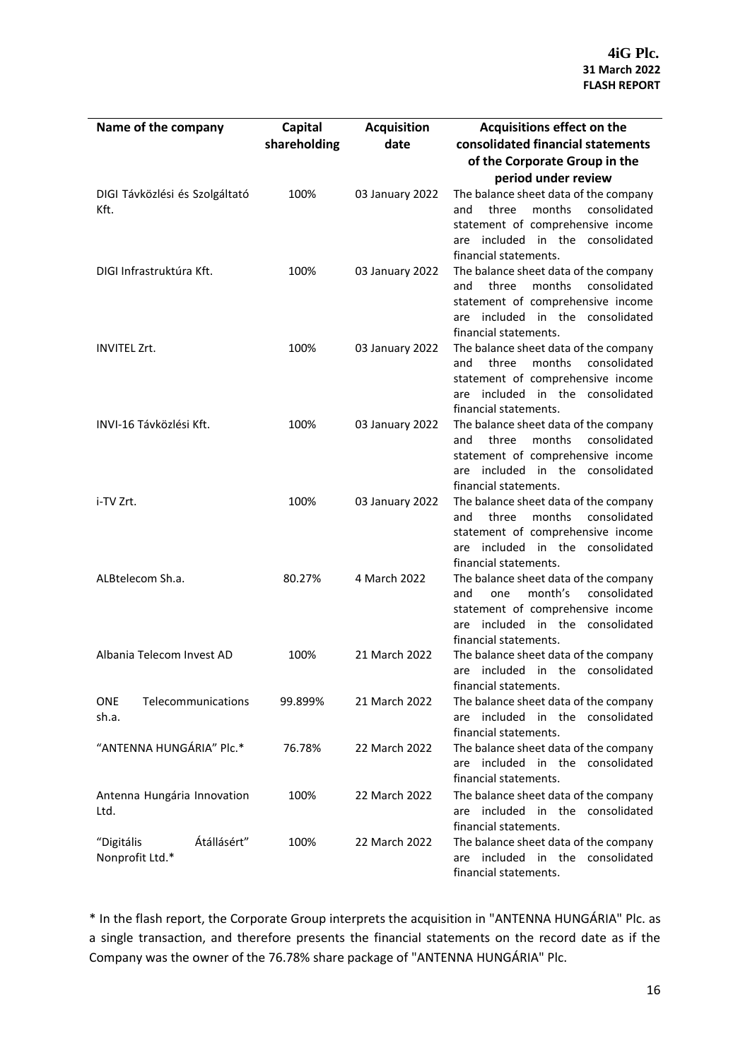| Name of the company | Capital shareholding | Acquisition date | Acquisitions effect on the consolidated financial statements of the Corporate Group in the period under review |
|---|---|---|---|
| DIGI Távközlési és Szolgáltató Kft. | 100% | 03 January 2022 | The balance sheet data of the company and three months consolidated statement of comprehensive income are included in the consolidated financial statements. |
| DIGI Infrastruktúra Kft. | 100% | 03 January 2022 | The balance sheet data of the company and three months consolidated statement of comprehensive income are included in the consolidated financial statements. |
| INVITEL Zrt. | 100% | 03 January 2022 | The balance sheet data of the company and three months consolidated statement of comprehensive income are included in the consolidated financial statements. |
| INVI-16 Távközlési Kft. | 100% | 03 January 2022 | The balance sheet data of the company and three months consolidated statement of comprehensive income are included in the consolidated financial statements. |
| i-TV Zrt. | 100% | 03 January 2022 | The balance sheet data of the company and three months consolidated statement of comprehensive income are included in the consolidated financial statements. |
| ALBtelecom Sh.a. | 80.27% | 4 March 2022 | The balance sheet data of the company and one month's consolidated statement of comprehensive income are included in the consolidated financial statements. |
| Albania Telecom Invest AD | 100% | 21 March 2022 | The balance sheet data of the company are included in the consolidated financial statements. |
| ONE Telecommunications sh.a. | 99.899% | 21 March 2022 | The balance sheet data of the company are included in the consolidated financial statements. |
| "ANTENNA HUNGÁRIA" Plc.* | 76.78% | 22 March 2022 | The balance sheet data of the company are included in the consolidated financial statements. |
| Antenna Hungária Innovation Ltd. | 100% | 22 March 2022 | The balance sheet data of the company are included in the consolidated financial statements. |
| "Digitális Átállásért" Nonprofit Ltd.* | 100% | 22 March 2022 | The balance sheet data of the company are included in the consolidated financial statements. |

* In the flash report, the Corporate Group interprets the acquisition in "ANTENNA HUNGÁRIA" Plc. as a single transaction, and therefore presents the financial statements on the record date as if the Company was the owner of the 76.78% share package of "ANTENNA HUNGÁRIA" Plc.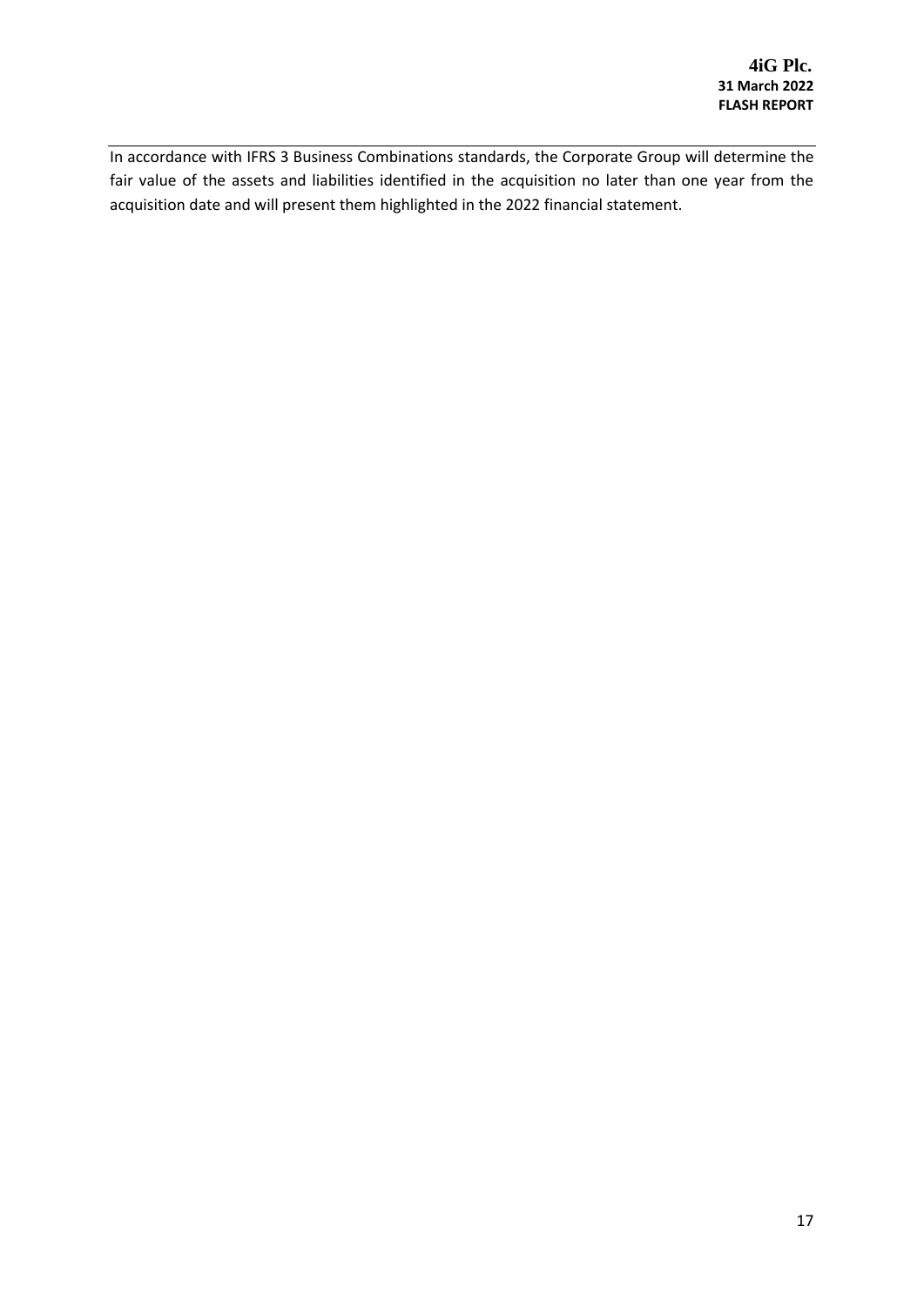In accordance with IFRS 3 Business Combinations standards, the Corporate Group will determine the fair value of the assets and liabilities identified in the acquisition no later than one year from the acquisition date and will present them highlighted in the 2022 financial statement.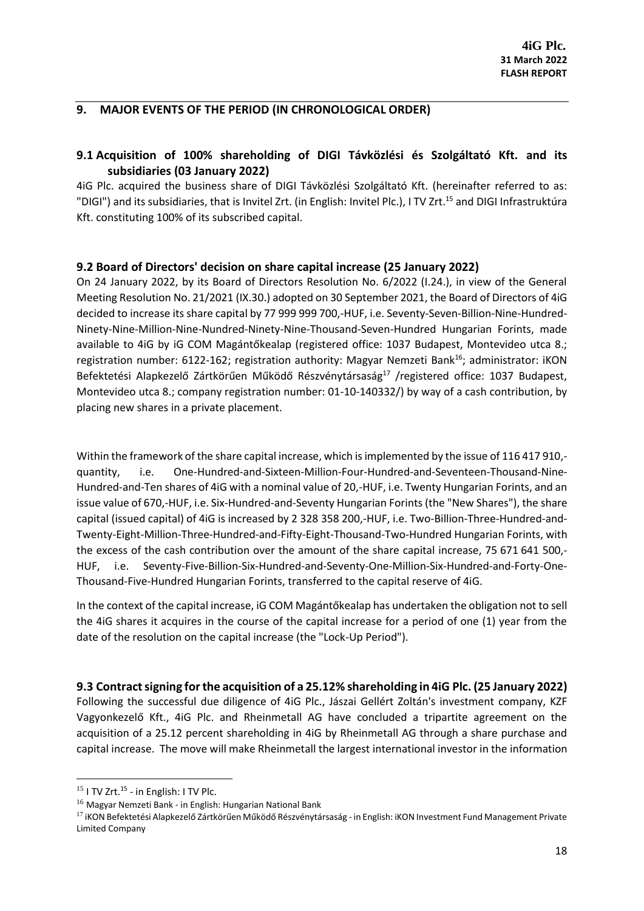## 9. MAJOR EVENTS OF THE PERIOD (IN CHRONOLOGICAL ORDER)

### 9.1 Acquisition of 100% shareholding of DIGI Távközlési és Szolgáltató Kft. and its subsidiaries (03 January 2022)

4iG Plc. acquired the business share of DIGI Távközlési Szolgáltató Kft. (hereinafter referred to as: "DIGI") and its subsidiaries, that is Invitel Zrt. (in English: Invitel Plc.), I TV Zrt.[15] and DIGI Infrastruktúra Kft. constituting 100% of its subscribed capital.

### 9.2 Board of Directors' decision on share capital increase (25 January 2022)

On 24 January 2022, by its Board of Directors Resolution No. 6/2022 (I.24.), in view of the General Meeting Resolution No. 21/2021 (IX.30.) adopted on 30 September 2021, the Board of Directors of 4iG decided to increase its share capital by 77 999 999 700,-HUF, i.e. Seventy-Seven-Billion-Nine-Hundred-Ninety-Nine-Million-Nine-Nundred-Ninety-Nine-Thousand-Seven-Hundred Hungarian Forints, made available to 4iG by iG COM Magántőkealap (registered office: 1037 Budapest, Montevideo utca 8.; registration number: 6122-162; registration authority: Magyar Nemzeti Bank[16]; administrator: iKON Befektetési Alapkezelő Zártkörűen Működő Részvénytársaság[17] /registered office: 1037 Budapest, Montevideo utca 8.; company registration number: 01-10-140332/) by way of a cash contribution, by placing new shares in a private placement.

Within the framework of the share capital increase, which is implemented by the issue of 116 417 910,- quantity, i.e. One-Hundred-and-Sixteen-Million-Four-Hundred-and-Seventeen-Thousand-Nine-Hundred-and-Ten shares of 4iG with a nominal value of 20,-HUF, i.e. Twenty Hungarian Forints, and an issue value of 670,-HUF, i.e. Six-Hundred-and-Seventy Hungarian Forints (the "New Shares"), the share capital (issued capital) of 4iG is increased by 2 328 358 200,-HUF, i.e. Two-Billion-Three-Hundred-and-Twenty-Eight-Million-Three-Hundred-and-Fifty-Eight-Thousand-Two-Hundred Hungarian Forints, with the excess of the cash contribution over the amount of the share capital increase, 75 671 641 500,-HUF, i.e. Seventy-Five-Billion-Six-Hundred-and-Seventy-One-Million-Six-Hundred-and-Forty-One-Thousand-Five-Hundred Hungarian Forints, transferred to the capital reserve of 4iG.

In the context of the capital increase, iG COM Magántőkealap has undertaken the obligation not to sell the 4iG shares it acquires in the course of the capital increase for a period of one (1) year from the date of the resolution on the capital increase (the "Lock-Up Period").

### 9.3 Contract signing for the acquisition of a 25.12% shareholding in 4iG Plc. (25 January 2022)

Following the successful due diligence of 4iG Plc., Jászai Gellért Zoltán's investment company, KZF Vagyonkezelő Kft., 4iG Plc. and Rheinmetall AG have concluded a tripartite agreement on the acquisition of a 25.12 percent shareholding in 4iG by Rheinmetall AG through a share purchase and capital increase. The move will make Rheinmetall the largest international investor in the information

[15] I TV Zrt.[15] - in English: I TV Plc.

[16] Magyar Nemzeti Bank - in English: Hungarian National Bank

[17] iKON Befektetési Alapkezelő Zártkörűen Működő Részvénytársaság - in English: iKON Investment Fund Management Private Limited Company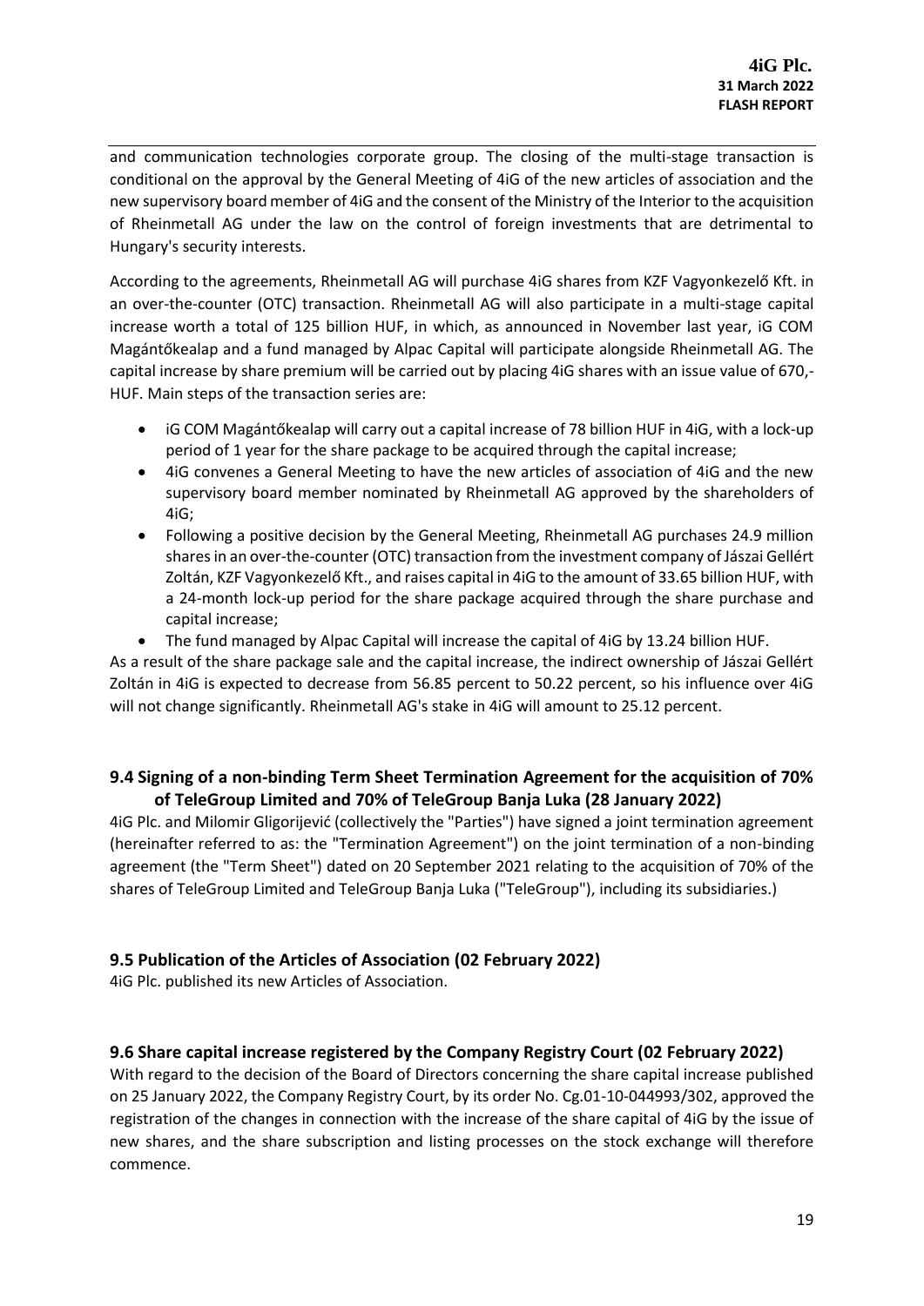and communication technologies corporate group. The closing of the multi-stage transaction is conditional on the approval by the General Meeting of 4iG of the new articles of association and the new supervisory board member of 4iG and the consent of the Ministry of the Interior to the acquisition of Rheinmetall AG under the law on the control of foreign investments that are detrimental to Hungary's security interests.

According to the agreements, Rheinmetall AG will purchase 4iG shares from KZF Vagyonkezelő Kft. in an over-the-counter (OTC) transaction. Rheinmetall AG will also participate in a multi-stage capital increase worth a total of 125 billion HUF, in which, as announced in November last year, iG COM Magántőkealap and a fund managed by Alpac Capital will participate alongside Rheinmetall AG. The capital increase by share premium will be carried out by placing 4iG shares with an issue value of 670,- HUF. Main steps of the transaction series are:

- iG COM Magántőkealap will carry out a capital increase of 78 billion HUF in 4iG, with a lock-up period of 1 year for the share package to be acquired through the capital increase;
- 4iG convenes a General Meeting to have the new articles of association of 4iG and the new supervisory board member nominated by Rheinmetall AG approved by the shareholders of 4iG;
- Following a positive decision by the General Meeting, Rheinmetall AG purchases 24.9 million shares in an over-the-counter (OTC) transaction from the investment company of Jászai Gellért Zoltán, KZF Vagyonkezelő Kft., and raises capital in 4iG to the amount of 33.65 billion HUF, with a 24-month lock-up period for the share package acquired through the share purchase and capital increase;
- The fund managed by Alpac Capital will increase the capital of 4iG by 13.24 billion HUF.

As a result of the share package sale and the capital increase, the indirect ownership of Jászai Gellért Zoltán in 4iG is expected to decrease from 56.85 percent to 50.22 percent, so his influence over 4iG will not change significantly. Rheinmetall AG's stake in 4iG will amount to 25.12 percent.

### 9.4 Signing of a non-binding Term Sheet Termination Agreement for the acquisition of 70% of TeleGroup Limited and 70% of TeleGroup Banja Luka (28 January 2022)

4iG Plc. and Milomir Gligorijević (collectively the "Parties") have signed a joint termination agreement (hereinafter referred to as: the "Termination Agreement") on the joint termination of a non-binding agreement (the "Term Sheet") dated on 20 September 2021 relating to the acquisition of 70% of the shares of TeleGroup Limited and TeleGroup Banja Luka ("TeleGroup"), including its subsidiaries.)

### 9.5 Publication of the Articles of Association (02 February 2022)

4iG Plc. published its new Articles of Association.

### 9.6 Share capital increase registered by the Company Registry Court (02 February 2022)

With regard to the decision of the Board of Directors concerning the share capital increase published on 25 January 2022, the Company Registry Court, by its order No. Cg.01-10-044993/302, approved the registration of the changes in connection with the increase of the share capital of 4iG by the issue of new shares, and the share subscription and listing processes on the stock exchange will therefore commence.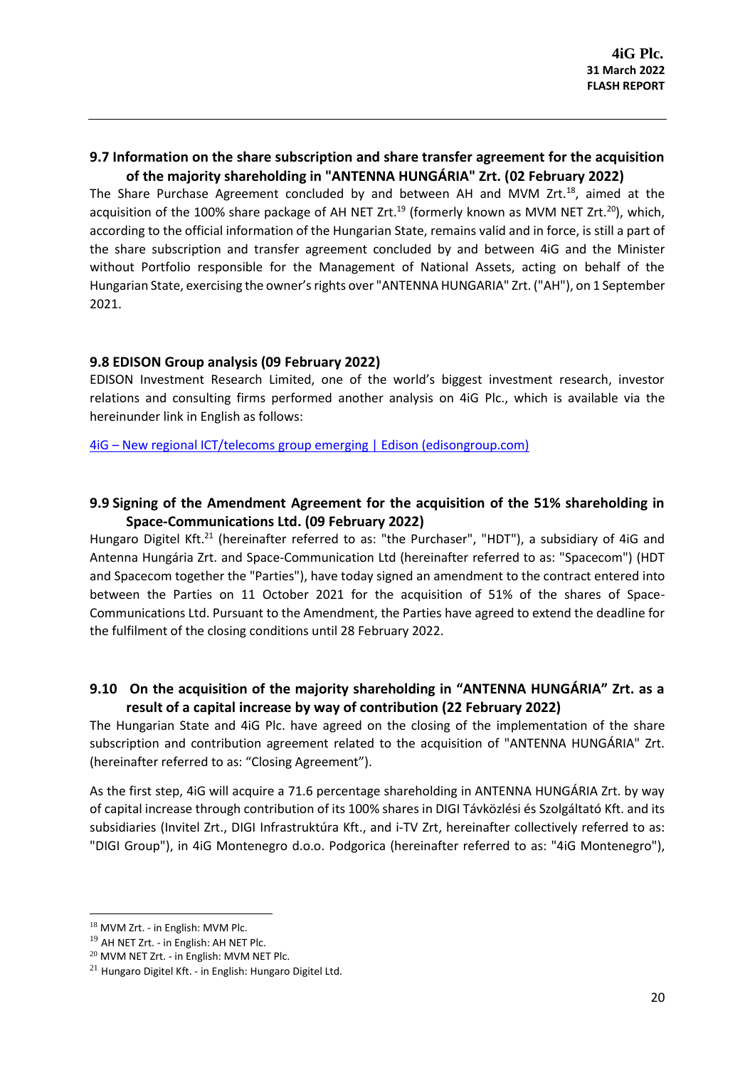## 9.7 Information on the share subscription and share transfer agreement for the acquisition of the majority shareholding in "ANTENNA HUNGÁRIA" Zrt. (02 February 2022)

The Share Purchase Agreement concluded by and between AH and MVM Zrt.[18], aimed at the acquisition of the 100% share package of AH NET Zrt.[19] (formerly known as MVM NET Zrt.[20]), which, according to the official information of the Hungarian State, remains valid and in force, is still a part of the share subscription and transfer agreement concluded by and between 4iG and the Minister without Portfolio responsible for the Management of National Assets, acting on behalf of the Hungarian State, exercising the owner's rights over "ANTENNA HUNGARIA" Zrt. ("AH"), on 1 September 2021.

## 9.8 EDISON Group analysis (09 February 2022)

EDISON Investment Research Limited, one of the world's biggest investment research, investor relations and consulting firms performed another analysis on 4iG Plc., which is available via the hereinunder link in English as follows:

4iG – New regional ICT/telecoms group emerging | Edison (edisongroup.com)

## 9.9 Signing of the Amendment Agreement for the acquisition of the 51% shareholding in Space-Communications Ltd. (09 February 2022)

Hungaro Digitel Kft.[21] (hereinafter referred to as: "the Purchaser", "HDT"), a subsidiary of 4iG and Antenna Hungária Zrt. and Space-Communication Ltd (hereinafter referred to as: "Spacecom") (HDT and Spacecom together the "Parties"), have today signed an amendment to the contract entered into between the Parties on 11 October 2021 for the acquisition of 51% of the shares of Space-Communications Ltd. Pursuant to the Amendment, the Parties have agreed to extend the deadline for the fulfilment of the closing conditions until 28 February 2022.

## 9.10 On the acquisition of the majority shareholding in "ANTENNA HUNGÁRIA" Zrt. as a result of a capital increase by way of contribution (22 February 2022)

The Hungarian State and 4iG Plc. have agreed on the closing of the implementation of the share subscription and contribution agreement related to the acquisition of "ANTENNA HUNGÁRIA" Zrt. (hereinafter referred to as: "Closing Agreement").

As the first step, 4iG will acquire a 71.6 percentage shareholding in ANTENNA HUNGÁRIA Zrt. by way of capital increase through contribution of its 100% shares in DIGI Távközlési és Szolgáltató Kft. and its subsidiaries (Invitel Zrt., DIGI Infrastruktúra Kft., and i-TV Zrt, hereinafter collectively referred to as: "DIGI Group"), in 4iG Montenegro d.o.o. Podgorica (hereinafter referred to as: "4iG Montenegro"),

---

[18] MVM Zrt. - in English: MVM Plc.

[19] AH NET Zrt. - in English: AH NET Plc.

[20] MVM NET Zrt. - in English: MVM NET Plc.

[21] Hungaro Digitel Kft. - in English: Hungaro Digitel Ltd.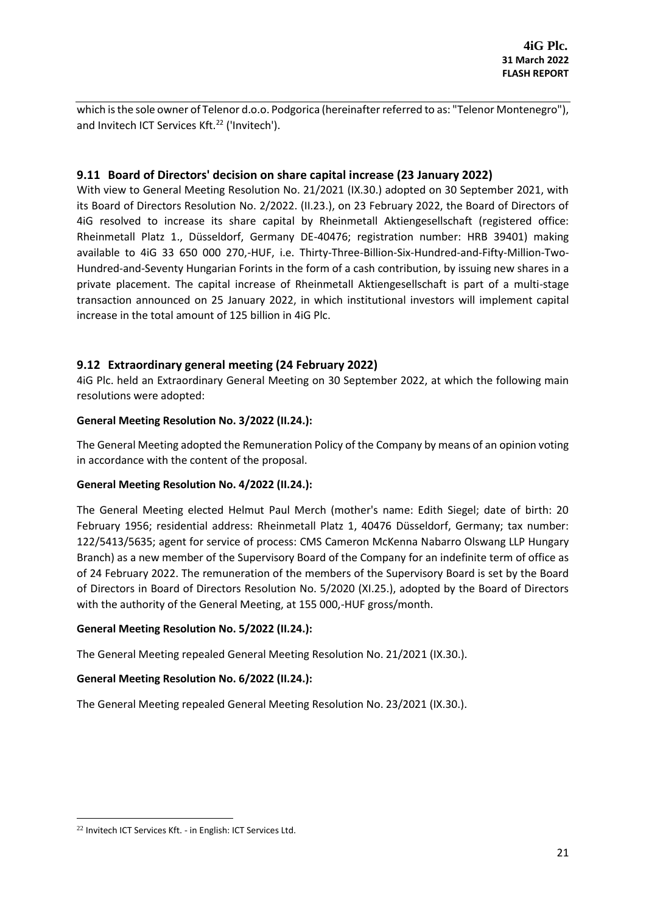which is the sole owner of Telenor d.o.o. Podgorica (hereinafter referred to as: "Telenor Montenegro"), and Invitech ICT Services Kft.[22] ('Invitech').

## 9.11 Board of Directors' decision on share capital increase (23 January 2022)

With view to General Meeting Resolution No. 21/2021 (IX.30.) adopted on 30 September 2021, with its Board of Directors Resolution No. 2/2022. (II.23.), on 23 February 2022, the Board of Directors of 4iG resolved to increase its share capital by Rheinmetall Aktiengesellschaft (registered office: Rheinmetall Platz 1., Düsseldorf, Germany DE-40476; registration number: HRB 39401) making available to 4iG 33 650 000 270,-HUF, i.e. Thirty-Three-Billion-Six-Hundred-and-Fifty-Million-Two-Hundred-and-Seventy Hungarian Forints in the form of a cash contribution, by issuing new shares in a private placement. The capital increase of Rheinmetall Aktiengesellschaft is part of a multi-stage transaction announced on 25 January 2022, in which institutional investors will implement capital increase in the total amount of 125 billion in 4iG Plc.

## 9.12 Extraordinary general meeting (24 February 2022)

4iG Plc. held an Extraordinary General Meeting on 30 September 2022, at which the following main resolutions were adopted:

**General Meeting Resolution No. 3/2022 (II.24.):**

The General Meeting adopted the Remuneration Policy of the Company by means of an opinion voting in accordance with the content of the proposal.

**General Meeting Resolution No. 4/2022 (II.24.):**

The General Meeting elected Helmut Paul Merch (mother's name: Edith Siegel; date of birth: 20 February 1956; residential address: Rheinmetall Platz 1, 40476 Düsseldorf, Germany; tax number: 122/5413/5635; agent for service of process: CMS Cameron McKenna Nabarro Olswang LLP Hungary Branch) as a new member of the Supervisory Board of the Company for an indefinite term of office as of 24 February 2022. The remuneration of the members of the Supervisory Board is set by the Board of Directors in Board of Directors Resolution No. 5/2020 (XI.25.), adopted by the Board of Directors with the authority of the General Meeting, at 155 000,-HUF gross/month.

**General Meeting Resolution No. 5/2022 (II.24.):**

The General Meeting repealed General Meeting Resolution No. 21/2021 (IX.30.).

**General Meeting Resolution No. 6/2022 (II.24.):**

The General Meeting repealed General Meeting Resolution No. 23/2021 (IX.30.).

[22] Invitech ICT Services Kft. - in English: ICT Services Ltd.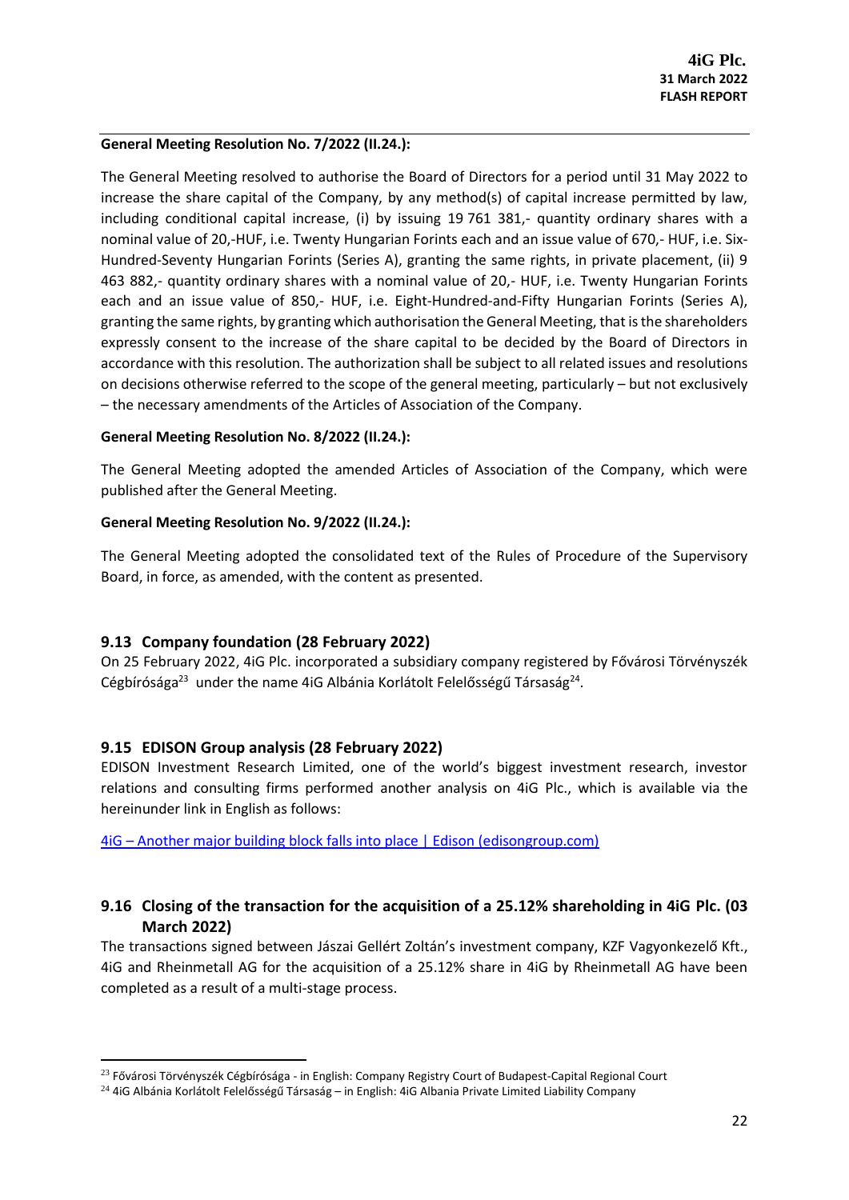**General Meeting Resolution No. 7/2022 (II.24.):**

The General Meeting resolved to authorise the Board of Directors for a period until 31 May 2022 to increase the share capital of the Company, by any method(s) of capital increase permitted by law, including conditional capital increase, (i) by issuing 19 761 381,- quantity ordinary shares with a nominal value of 20,-HUF, i.e. Twenty Hungarian Forints each and an issue value of 670,- HUF, i.e. Six-Hundred-Seventy Hungarian Forints (Series A), granting the same rights, in private placement, (ii) 9 463 882,- quantity ordinary shares with a nominal value of 20,- HUF, i.e. Twenty Hungarian Forints each and an issue value of 850,- HUF, i.e. Eight-Hundred-and-Fifty Hungarian Forints (Series A), granting the same rights, by granting which authorisation the General Meeting, that is the shareholders expressly consent to the increase of the share capital to be decided by the Board of Directors in accordance with this resolution. The authorization shall be subject to all related issues and resolutions on decisions otherwise referred to the scope of the general meeting, particularly – but not exclusively – the necessary amendments of the Articles of Association of the Company.

**General Meeting Resolution No. 8/2022 (II.24.):**

The General Meeting adopted the amended Articles of Association of the Company, which were published after the General Meeting.

**General Meeting Resolution No. 9/2022 (II.24.):**

The General Meeting adopted the consolidated text of the Rules of Procedure of the Supervisory Board, in force, as amended, with the content as presented.

## 9.13 Company foundation (28 February 2022)

On 25 February 2022, 4iG Plc. incorporated a subsidiary company registered by Fővárosi Törvényszék Cégbírósága[23] under the name 4iG Albánia Korlátolt Felelősségű Társaság[24].

## 9.15 EDISON Group analysis (28 February 2022)

EDISON Investment Research Limited, one of the world's biggest investment research, investor relations and consulting firms performed another analysis on 4iG Plc., which is available via the hereinunder link in English as follows:

4iG – Another major building block falls into place | Edison (edisongroup.com)

## 9.16 Closing of the transaction for the acquisition of a 25.12% shareholding in 4iG Plc. (03 March 2022)

The transactions signed between Jászai Gellért Zoltán's investment company, KZF Vagyonkezelő Kft., 4iG and Rheinmetall AG for the acquisition of a 25.12% share in 4iG by Rheinmetall AG have been completed as a result of a multi-stage process.

---

[23] Fővárosi Törvényszék Cégbírósága - in English: Company Registry Court of Budapest-Capital Regional Court

[24] 4iG Albánia Korlátolt Felelősségű Társaság – in English: 4iG Albania Private Limited Liability Company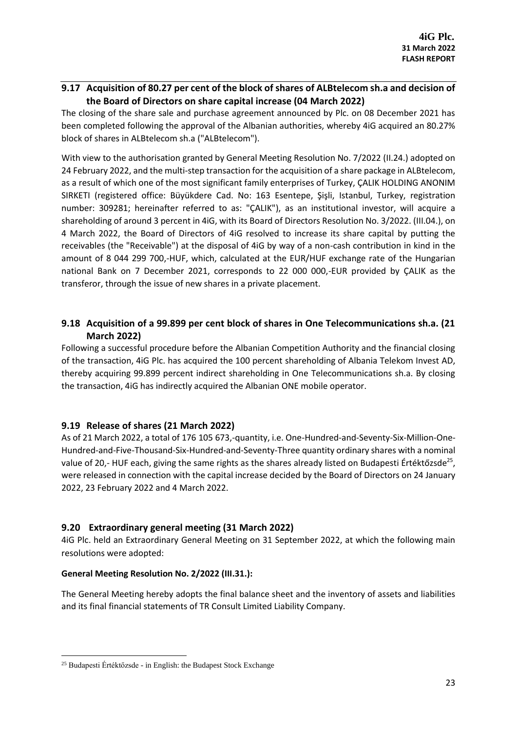## 9.17 Acquisition of 80.27 per cent of the block of shares of ALBtelecom sh.a and decision of the Board of Directors on share capital increase (04 March 2022)

The closing of the share sale and purchase agreement announced by Plc. on 08 December 2021 has been completed following the approval of the Albanian authorities, whereby 4iG acquired an 80.27% block of shares in ALBtelecom sh.a ("ALBtelecom").

With view to the authorisation granted by General Meeting Resolution No. 7/2022 (II.24.) adopted on 24 February 2022, and the multi-step transaction for the acquisition of a share package in ALBtelecom, as a result of which one of the most significant family enterprises of Turkey, ÇALIK HOLDING ANONIM SIRKETI (registered office: Büyükdere Cad. No: 163 Esentepe, Şişli, Istanbul, Turkey, registration number: 309281; hereinafter referred to as: "ÇALIK"), as an institutional investor, will acquire a shareholding of around 3 percent in 4iG, with its Board of Directors Resolution No. 3/2022. (III.04.), on 4 March 2022, the Board of Directors of 4iG resolved to increase its share capital by putting the receivables (the "Receivable") at the disposal of 4iG by way of a non-cash contribution in kind in the amount of 8 044 299 700,-HUF, which, calculated at the EUR/HUF exchange rate of the Hungarian national Bank on 7 December 2021, corresponds to 22 000 000,-EUR provided by ÇALIK as the transferor, through the issue of new shares in a private placement.

## 9.18 Acquisition of a 99.899 per cent block of shares in One Telecommunications sh.a. (21 March 2022)

Following a successful procedure before the Albanian Competition Authority and the financial closing of the transaction, 4iG Plc. has acquired the 100 percent shareholding of Albania Telekom Invest AD, thereby acquiring 99.899 percent indirect shareholding in One Telecommunications sh.a. By closing the transaction, 4iG has indirectly acquired the Albanian ONE mobile operator.

## 9.19 Release of shares (21 March 2022)

As of 21 March 2022, a total of 176 105 673,-quantity, i.e. One-Hundred-and-Seventy-Six-Million-One-Hundred-and-Five-Thousand-Six-Hundred-and-Seventy-Three quantity ordinary shares with a nominal value of 20,- HUF each, giving the same rights as the shares already listed on Budapesti Értéktőzsde[25], were released in connection with the capital increase decided by the Board of Directors on 24 January 2022, 23 February 2022 and 4 March 2022.

## 9.20 Extraordinary general meeting (31 March 2022)

4iG Plc. held an Extraordinary General Meeting on 31 September 2022, at which the following main resolutions were adopted:

**General Meeting Resolution No. 2/2022 (III.31.):**

The General Meeting hereby adopts the final balance sheet and the inventory of assets and liabilities and its final financial statements of TR Consult Limited Liability Company.

[25] Budapesti Értéktőzsde - in English: the Budapest Stock Exchange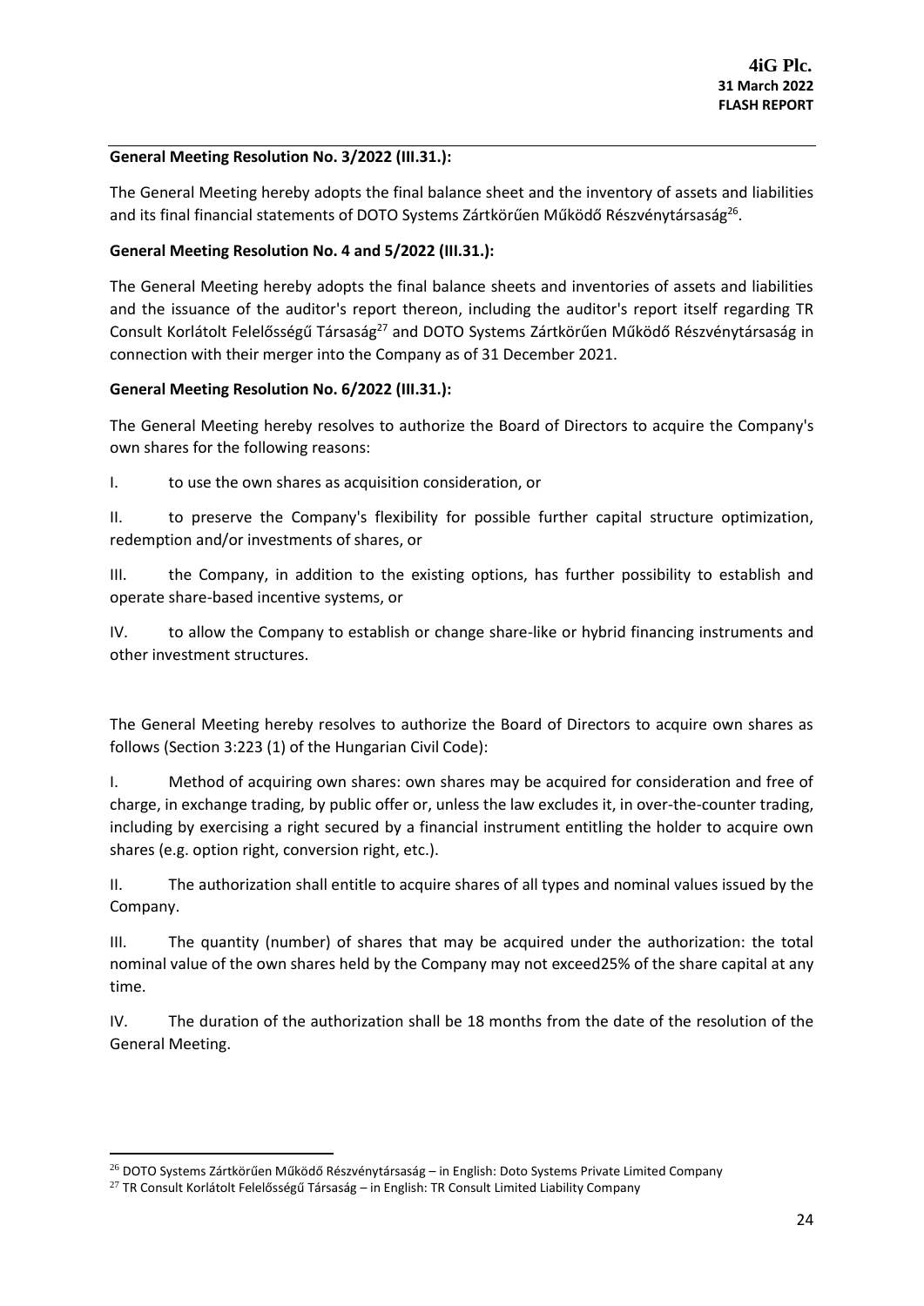**General Meeting Resolution No. 3/2022 (III.31.):**

The General Meeting hereby adopts the final balance sheet and the inventory of assets and liabilities and its final financial statements of DOTO Systems Zártkörűen Működő Részvénytársaság[26].

**General Meeting Resolution No. 4 and 5/2022 (III.31.):**

The General Meeting hereby adopts the final balance sheets and inventories of assets and liabilities and the issuance of the auditor's report thereon, including the auditor's report itself regarding TR Consult Korlátolt Felelősségű Társaság[27] and DOTO Systems Zártkörűen Működő Részvénytársaság in connection with their merger into the Company as of 31 December 2021.

**General Meeting Resolution No. 6/2022 (III.31.):**

The General Meeting hereby resolves to authorize the Board of Directors to acquire the Company's own shares for the following reasons:

I. to use the own shares as acquisition consideration, or

II. to preserve the Company's flexibility for possible further capital structure optimization, redemption and/or investments of shares, or

III. the Company, in addition to the existing options, has further possibility to establish and operate share-based incentive systems, or

IV. to allow the Company to establish or change share-like or hybrid financing instruments and other investment structures.

The General Meeting hereby resolves to authorize the Board of Directors to acquire own shares as follows (Section 3:223 (1) of the Hungarian Civil Code):

I. Method of acquiring own shares: own shares may be acquired for consideration and free of charge, in exchange trading, by public offer or, unless the law excludes it, in over-the-counter trading, including by exercising a right secured by a financial instrument entitling the holder to acquire own shares (e.g. option right, conversion right, etc.).

II. The authorization shall entitle to acquire shares of all types and nominal values issued by the Company.

III. The quantity (number) of shares that may be acquired under the authorization: the total nominal value of the own shares held by the Company may not exceed25% of the share capital at any time.

IV. The duration of the authorization shall be 18 months from the date of the resolution of the General Meeting.

---

[26] DOTO Systems Zártkörűen Működő Részvénytársaság – in English: Doto Systems Private Limited Company

[27] TR Consult Korlátolt Felelősségű Társaság – in English: TR Consult Limited Liability Company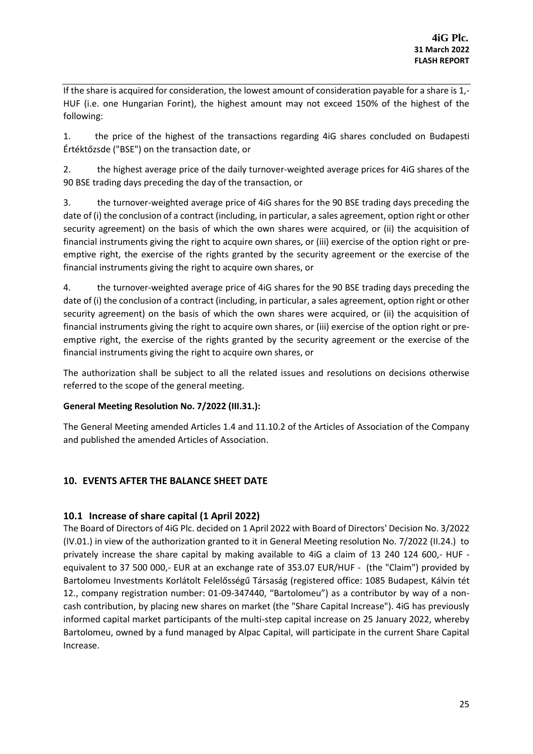If the share is acquired for consideration, the lowest amount of consideration payable for a share is 1,- HUF (i.e. one Hungarian Forint), the highest amount may not exceed 150% of the highest of the following:

1. the price of the highest of the transactions regarding 4iG shares concluded on Budapesti Értéktőzsde ("BSE") on the transaction date, or

2. the highest average price of the daily turnover-weighted average prices for 4iG shares of the 90 BSE trading days preceding the day of the transaction, or

3. the turnover-weighted average price of 4iG shares for the 90 BSE trading days preceding the date of (i) the conclusion of a contract (including, in particular, a sales agreement, option right or other security agreement) on the basis of which the own shares were acquired, or (ii) the acquisition of financial instruments giving the right to acquire own shares, or (iii) exercise of the option right or pre-emptive right, the exercise of the rights granted by the security agreement or the exercise of the financial instruments giving the right to acquire own shares, or

4. the turnover-weighted average price of 4iG shares for the 90 BSE trading days preceding the date of (i) the conclusion of a contract (including, in particular, a sales agreement, option right or other security agreement) on the basis of which the own shares were acquired, or (ii) the acquisition of financial instruments giving the right to acquire own shares, or (iii) exercise of the option right or pre-emptive right, the exercise of the rights granted by the security agreement or the exercise of the financial instruments giving the right to acquire own shares, or

The authorization shall be subject to all the related issues and resolutions on decisions otherwise referred to the scope of the general meeting.

**General Meeting Resolution No. 7/2022 (III.31.):**

The General Meeting amended Articles 1.4 and 11.10.2 of the Articles of Association of the Company and published the amended Articles of Association.

## 10. EVENTS AFTER THE BALANCE SHEET DATE

### 10.1 Increase of share capital (1 April 2022)

The Board of Directors of 4iG Plc. decided on 1 April 2022 with Board of Directors' Decision No. 3/2022 (IV.01.) in view of the authorization granted to it in General Meeting resolution No. 7/2022 (II.24.) to privately increase the share capital by making available to 4iG a claim of 13 240 124 600,- HUF - equivalent to 37 500 000,- EUR at an exchange rate of 353.07 EUR/HUF - (the "Claim") provided by Bartolomeu Investments Korlátolt Felelősségű Társaság (registered office: 1085 Budapest, Kálvin tét 12., company registration number: 01-09-347440, "Bartolomeu") as a contributor by way of a non-cash contribution, by placing new shares on market (the "Share Capital Increase"). 4iG has previously informed capital market participants of the multi-step capital increase on 25 January 2022, whereby Bartolomeu, owned by a fund managed by Alpac Capital, will participate in the current Share Capital Increase.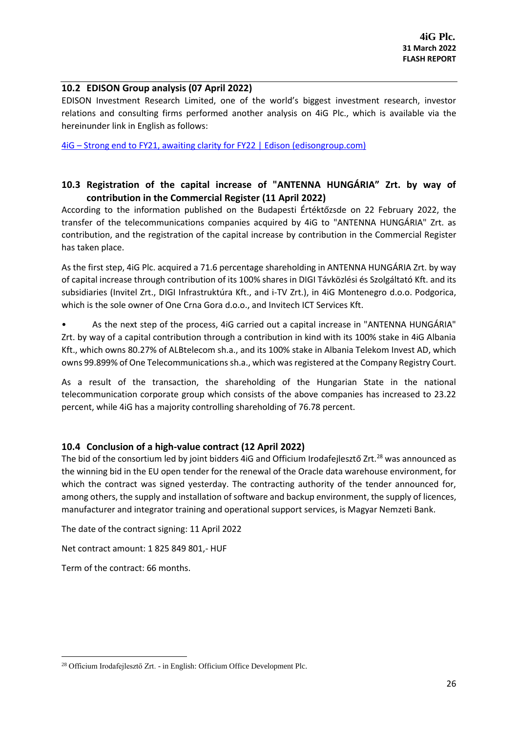## 10.2 EDISON Group analysis (07 April 2022)

EDISON Investment Research Limited, one of the world's biggest investment research, investor relations and consulting firms performed another analysis on 4iG Plc., which is available via the hereinunder link in English as follows:

[4iG – Strong end to FY21, awaiting clarity for FY22 | Edison (edisongroup.com)]

## 10.3 Registration of the capital increase of "ANTENNA HUNGÁRIA" Zrt. by way of contribution in the Commercial Register (11 April 2022)

According to the information published on the Budapesti Értéktőzsde on 22 February 2022, the transfer of the telecommunications companies acquired by 4iG to "ANTENNA HUNGÁRIA" Zrt. as contribution, and the registration of the capital increase by contribution in the Commercial Register has taken place.

As the first step, 4iG Plc. acquired a 71.6 percentage shareholding in ANTENNA HUNGÁRIA Zrt. by way of capital increase through contribution of its 100% shares in DIGI Távközlési és Szolgáltató Kft. and its subsidiaries (Invitel Zrt., DIGI Infrastruktúra Kft., and i-TV Zrt.), in 4iG Montenegro d.o.o. Podgorica, which is the sole owner of One Crna Gora d.o.o., and Invitech ICT Services Kft.

- As the next step of the process, 4iG carried out a capital increase in "ANTENNA HUNGÁRIA" Zrt. by way of a capital contribution through a contribution in kind with its 100% stake in 4iG Albania Kft., which owns 80.27% of ALBtelecom sh.a., and its 100% stake in Albania Telekom Invest AD, which owns 99.899% of One Telecommunications sh.a., which was registered at the Company Registry Court.

As a result of the transaction, the shareholding of the Hungarian State in the national telecommunication corporate group which consists of the above companies has increased to 23.22 percent, while 4iG has a majority controlling shareholding of 76.78 percent.

## 10.4 Conclusion of a high-value contract (12 April 2022)

The bid of the consortium led by joint bidders 4iG and Officium Irodafejlesztő Zrt.[28] was announced as the winning bid in the EU open tender for the renewal of the Oracle data warehouse environment, for which the contract was signed yesterday. The contracting authority of the tender announced for, among others, the supply and installation of software and backup environment, the supply of licences, manufacturer and integrator training and operational support services, is Magyar Nemzeti Bank.

The date of the contract signing: 11 April 2022

Net contract amount: 1 825 849 801,- HUF

Term of the contract: 66 months.

---

[28] Officium Irodafejlesztő Zrt. - in English: Officium Office Development Plc.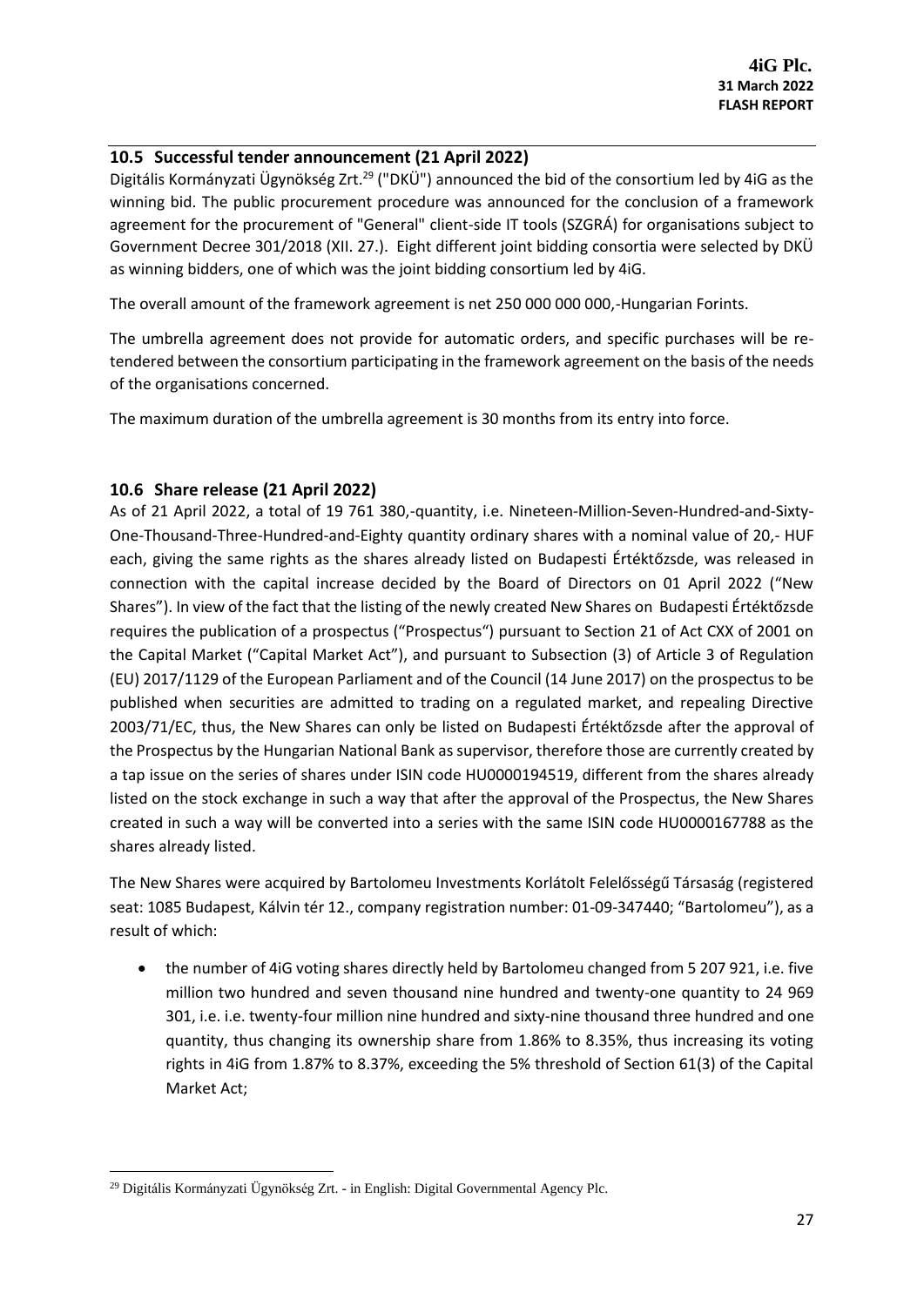## 10.5 Successful tender announcement (21 April 2022)

Digitális Kormányzati Ügynökség Zrt.[29] ("DKÜ") announced the bid of the consortium led by 4iG as the winning bid. The public procurement procedure was announced for the conclusion of a framework agreement for the procurement of "General" client-side IT tools (SZGRÁ) for organisations subject to Government Decree 301/2018 (XII. 27.). Eight different joint bidding consortia were selected by DKÜ as winning bidders, one of which was the joint bidding consortium led by 4iG.

The overall amount of the framework agreement is net 250 000 000 000,-Hungarian Forints.

The umbrella agreement does not provide for automatic orders, and specific purchases will be re-tendered between the consortium participating in the framework agreement on the basis of the needs of the organisations concerned.

The maximum duration of the umbrella agreement is 30 months from its entry into force.

## 10.6 Share release (21 April 2022)

As of 21 April 2022, a total of 19 761 380,-quantity, i.e. Nineteen-Million-Seven-Hundred-and-Sixty-One-Thousand-Three-Hundred-and-Eighty quantity ordinary shares with a nominal value of 20,- HUF each, giving the same rights as the shares already listed on Budapesti Értéktőzsde, was released in connection with the capital increase decided by the Board of Directors on 01 April 2022 ("New Shares"). In view of the fact that the listing of the newly created New Shares on Budapesti Értéktőzsde requires the publication of a prospectus ("Prospectus") pursuant to Section 21 of Act CXX of 2001 on the Capital Market ("Capital Market Act"), and pursuant to Subsection (3) of Article 3 of Regulation (EU) 2017/1129 of the European Parliament and of the Council (14 June 2017) on the prospectus to be published when securities are admitted to trading on a regulated market, and repealing Directive 2003/71/EC, thus, the New Shares can only be listed on Budapesti Értéktőzsde after the approval of the Prospectus by the Hungarian National Bank as supervisor, therefore those are currently created by a tap issue on the series of shares under ISIN code HU0000194519, different from the shares already listed on the stock exchange in such a way that after the approval of the Prospectus, the New Shares created in such a way will be converted into a series with the same ISIN code HU0000167788 as the shares already listed.

The New Shares were acquired by Bartolomeu Investments Korlátolt Felelősségű Társaság (registered seat: 1085 Budapest, Kálvin tér 12., company registration number: 01-09-347440; "Bartolomeu"), as a result of which:

- the number of 4iG voting shares directly held by Bartolomeu changed from 5 207 921, i.e. five million two hundred and seven thousand nine hundred and twenty-one quantity to 24 969 301, i.e. i.e. twenty-four million nine hundred and sixty-nine thousand three hundred and one quantity, thus changing its ownership share from 1.86% to 8.35%, thus increasing its voting rights in 4iG from 1.87% to 8.37%, exceeding the 5% threshold of Section 61(3) of the Capital Market Act;

---

[29] Digitális Kormányzati Ügynökség Zrt. - in English: Digital Governmental Agency Plc.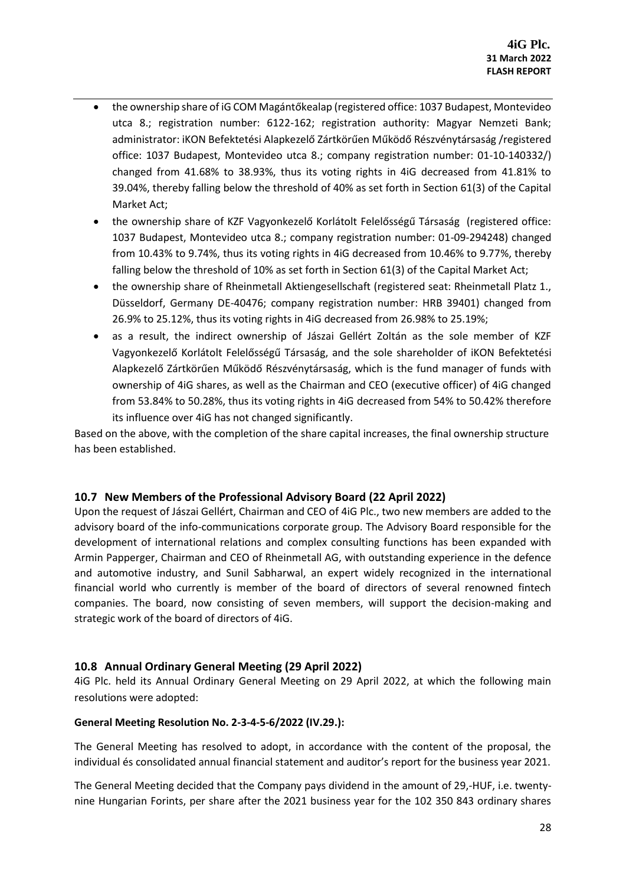- the ownership share of iG COM Magántőkealap (registered office: 1037 Budapest, Montevideo utca 8.; registration number: 6122-162; registration authority: Magyar Nemzeti Bank; administrator: iKON Befektetési Alapkezelő Zártkörűen Működő Részvénytársaság /registered office: 1037 Budapest, Montevideo utca 8.; company registration number: 01-10-140332/) changed from 41.68% to 38.93%, thus its voting rights in 4iG decreased from 41.81% to 39.04%, thereby falling below the threshold of 40% as set forth in Section 61(3) of the Capital Market Act;
- the ownership share of KZF Vagyonkezelő Korlátolt Felelősségű Társaság (registered office: 1037 Budapest, Montevideo utca 8.; company registration number: 01-09-294248) changed from 10.43% to 9.74%, thus its voting rights in 4iG decreased from 10.46% to 9.77%, thereby falling below the threshold of 10% as set forth in Section 61(3) of the Capital Market Act;
- the ownership share of Rheinmetall Aktiengesellschaft (registered seat: Rheinmetall Platz 1., Düsseldorf, Germany DE-40476; company registration number: HRB 39401) changed from 26.9% to 25.12%, thus its voting rights in 4iG decreased from 26.98% to 25.19%;
- as a result, the indirect ownership of Jászai Gellért Zoltán as the sole member of KZF Vagyonkezelő Korlátolt Felelősségű Társaság, and the sole shareholder of iKON Befektetési Alapkezelő Zártkörűen Működő Részvénytársaság, which is the fund manager of funds with ownership of 4iG shares, as well as the Chairman and CEO (executive officer) of 4iG changed from 53.84% to 50.28%, thus its voting rights in 4iG decreased from 54% to 50.42% therefore its influence over 4iG has not changed significantly.

Based on the above, with the completion of the share capital increases, the final ownership structure has been established.

## 10.7 New Members of the Professional Advisory Board (22 April 2022)

Upon the request of Jászai Gellért, Chairman and CEO of 4iG Plc., two new members are added to the advisory board of the info-communications corporate group. The Advisory Board responsible for the development of international relations and complex consulting functions has been expanded with Armin Papperger, Chairman and CEO of Rheinmetall AG, with outstanding experience in the defence and automotive industry, and Sunil Sabharwal, an expert widely recognized in the international financial world who currently is member of the board of directors of several renowned fintech companies. The board, now consisting of seven members, will support the decision-making and strategic work of the board of directors of 4iG.

## 10.8 Annual Ordinary General Meeting (29 April 2022)

4iG Plc. held its Annual Ordinary General Meeting on 29 April 2022, at which the following main resolutions were adopted:

**General Meeting Resolution No. 2-3-4-5-6/2022 (IV.29.):**

The General Meeting has resolved to adopt, in accordance with the content of the proposal, the individual és consolidated annual financial statement and auditor's report for the business year 2021.

The General Meeting decided that the Company pays dividend in the amount of 29,-HUF, i.e. twenty-nine Hungarian Forints, per share after the 2021 business year for the 102 350 843 ordinary shares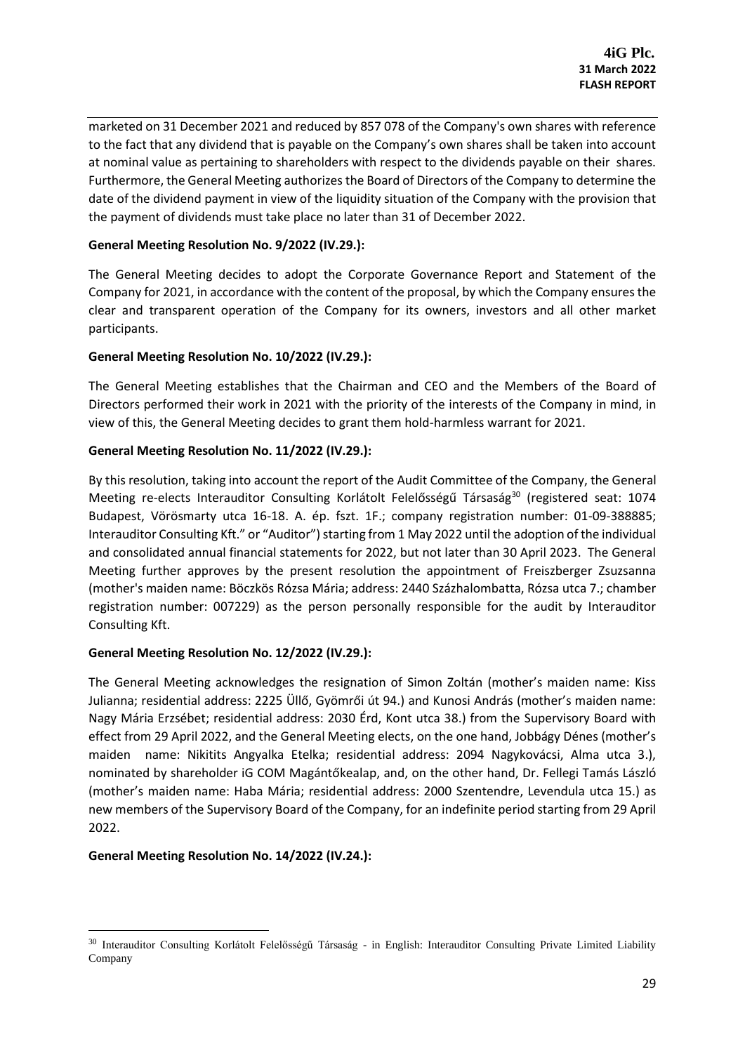marketed on 31 December 2021 and reduced by 857 078 of the Company's own shares with reference to the fact that any dividend that is payable on the Company's own shares shall be taken into account at nominal value as pertaining to shareholders with respect to the dividends payable on their shares. Furthermore, the General Meeting authorizes the Board of Directors of the Company to determine the date of the dividend payment in view of the liquidity situation of the Company with the provision that the payment of dividends must take place no later than 31 of December 2022.

**General Meeting Resolution No. 9/2022 (IV.29.):**

The General Meeting decides to adopt the Corporate Governance Report and Statement of the Company for 2021, in accordance with the content of the proposal, by which the Company ensures the clear and transparent operation of the Company for its owners, investors and all other market participants.

**General Meeting Resolution No. 10/2022 (IV.29.):**

The General Meeting establishes that the Chairman and CEO and the Members of the Board of Directors performed their work in 2021 with the priority of the interests of the Company in mind, in view of this, the General Meeting decides to grant them hold-harmless warrant for 2021.

**General Meeting Resolution No. 11/2022 (IV.29.):**

By this resolution, taking into account the report of the Audit Committee of the Company, the General Meeting re-elects Interauditor Consulting Korlátolt Felelősségű Társaság[30] (registered seat: 1074 Budapest, Vörösmarty utca 16-18. A. ép. fszt. 1F.; company registration number: 01-09-388885; Interauditor Consulting Kft." or "Auditor") starting from 1 May 2022 until the adoption of the individual and consolidated annual financial statements for 2022, but not later than 30 April 2023. The General Meeting further approves by the present resolution the appointment of Freiszberger Zsuzsanna (mother's maiden name: Böczkös Rózsa Mária; address: 2440 Százhalombatta, Rózsa utca 7.; chamber registration number: 007229) as the person personally responsible for the audit by Interauditor Consulting Kft.

**General Meeting Resolution No. 12/2022 (IV.29.):**

The General Meeting acknowledges the resignation of Simon Zoltán (mother's maiden name: Kiss Julianna; residential address: 2225 Üllő, Gyömrői út 94.) and Kunosi András (mother's maiden name: Nagy Mária Erzsébet; residential address: 2030 Érd, Kont utca 38.) from the Supervisory Board with effect from 29 April 2022, and the General Meeting elects, on the one hand, Jobbágy Dénes (mother's maiden name: Nikitits Angyalka Etelka; residential address: 2094 Nagykovácsi, Alma utca 3.), nominated by shareholder iG COM Magántőkealap, and, on the other hand, Dr. Fellegi Tamás László (mother's maiden name: Haba Mária; residential address: 2000 Szentendre, Levendula utca 15.) as new members of the Supervisory Board of the Company, for an indefinite period starting from 29 April 2022.

**General Meeting Resolution No. 14/2022 (IV.24.):**

[30] Interauditor Consulting Korlátolt Felelősségű Társaság - in English: Interauditor Consulting Private Limited Liability Company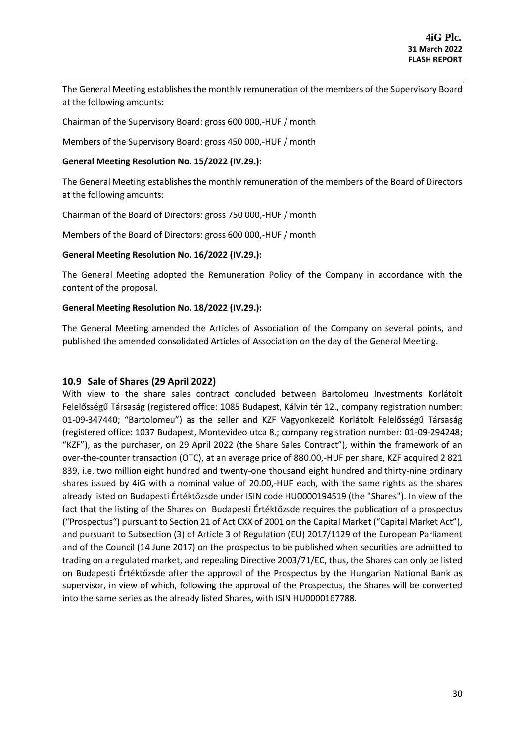The General Meeting establishes the monthly remuneration of the members of the Supervisory Board at the following amounts:

Chairman of the Supervisory Board: gross 600 000,-HUF / month

Members of the Supervisory Board: gross 450 000,-HUF / month

**General Meeting Resolution No. 15/2022 (IV.29.):**

The General Meeting establishes the monthly remuneration of the members of the Board of Directors at the following amounts:

Chairman of the Board of Directors: gross 750 000,-HUF / month

Members of the Board of Directors: gross 600 000,-HUF / month

**General Meeting Resolution No. 16/2022 (IV.29.):**

The General Meeting adopted the Remuneration Policy of the Company in accordance with the content of the proposal.

**General Meeting Resolution No. 18/2022 (IV.29.):**

The General Meeting amended the Articles of Association of the Company on several points, and published the amended consolidated Articles of Association on the day of the General Meeting.

## 10.9 Sale of Shares (29 April 2022)

With view to the share sales contract concluded between Bartolomeu Investments Korlátolt Felelősségű Társaság (registered office: 1085 Budapest, Kálvin tér 12., company registration number: 01-09-347440; "Bartolomeu") as the seller and KZF Vagyonkezelő Korlátolt Felelősségű Társaság (registered office: 1037 Budapest, Montevideo utca 8.; company registration number: 01-09-294248; "KZF"), as the purchaser, on 29 April 2022 (the Share Sales Contract"), within the framework of an over-the-counter transaction (OTC), at an average price of 880.00,-HUF per share, KZF acquired 2 821 839, i.e. two million eight hundred and twenty-one thousand eight hundred and thirty-nine ordinary shares issued by 4iG with a nominal value of 20.00,-HUF each, with the same rights as the shares already listed on Budapesti Értéktőzsde under ISIN code HU0000194519 (the "Shares"). In view of the fact that the listing of the Shares on Budapesti Értéktőzsde requires the publication of a prospectus ("Prospectus") pursuant to Section 21 of Act CXX of 2001 on the Capital Market ("Capital Market Act"), and pursuant to Subsection (3) of Article 3 of Regulation (EU) 2017/1129 of the European Parliament and of the Council (14 June 2017) on the prospectus to be published when securities are admitted to trading on a regulated market, and repealing Directive 2003/71/EC, thus, the Shares can only be listed on Budapesti Értéktőzsde after the approval of the Prospectus by the Hungarian National Bank as supervisor, in view of which, following the approval of the Prospectus, the Shares will be converted into the same series as the already listed Shares, with ISIN HU0000167788.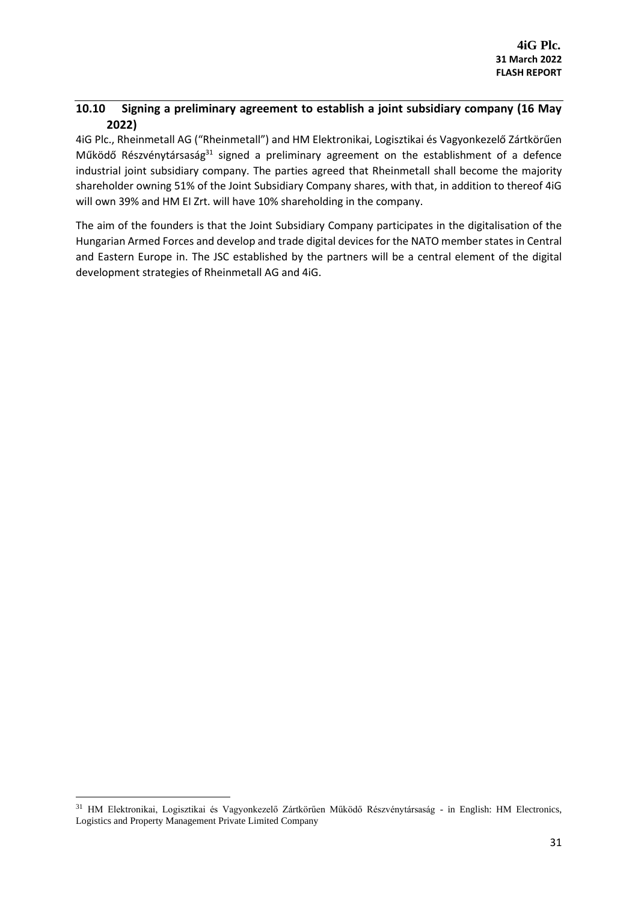## 10.10 Signing a preliminary agreement to establish a joint subsidiary company (16 May 2022)

4iG Plc., Rheinmetall AG ("Rheinmetall") and HM Elektronikai, Logisztikai és Vagyonkezelő Zártkörűen Működő Részvénytársaság[31] signed a preliminary agreement on the establishment of a defence industrial joint subsidiary company. The parties agreed that Rheinmetall shall become the majority shareholder owning 51% of the Joint Subsidiary Company shares, with that, in addition to thereof 4iG will own 39% and HM EI Zrt. will have 10% shareholding in the company.

The aim of the founders is that the Joint Subsidiary Company participates in the digitalisation of the Hungarian Armed Forces and develop and trade digital devices for the NATO member states in Central and Eastern Europe in. The JSC established by the partners will be a central element of the digital development strategies of Rheinmetall AG and 4iG.

[31] HM Elektronikai, Logisztikai és Vagyonkezelő Zártkörűen Működő Részvénytársaság - in English: HM Electronics, Logistics and Property Management Private Limited Company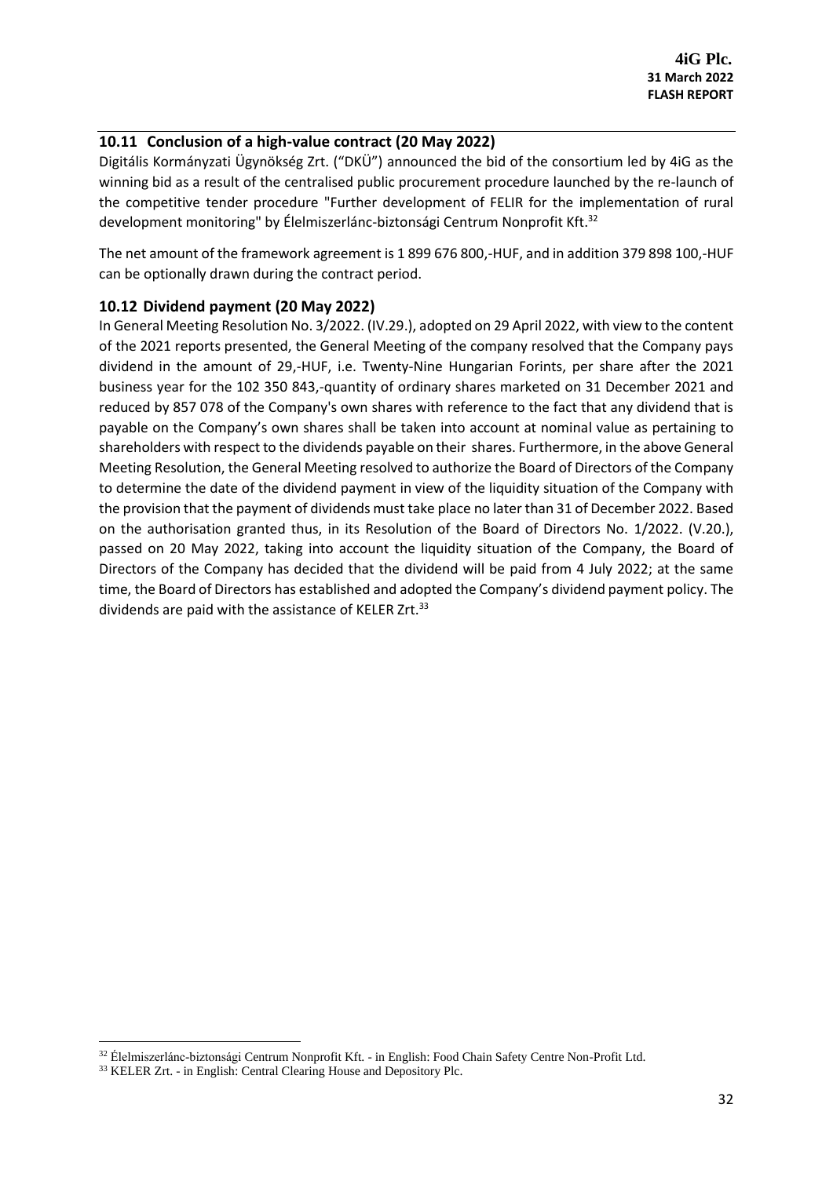### 10.11 Conclusion of a high-value contract (20 May 2022)

Digitális Kormányzati Ügynökség Zrt. ("DKÜ") announced the bid of the consortium led by 4iG as the winning bid as a result of the centralised public procurement procedure launched by the re-launch of the competitive tender procedure "Further development of FELIR for the implementation of rural development monitoring" by Élelmiszerlánc-biztonsági Centrum Nonprofit Kft.[32]

The net amount of the framework agreement is 1 899 676 800,-HUF, and in addition 379 898 100,-HUF can be optionally drawn during the contract period.

### 10.12 Dividend payment (20 May 2022)

In General Meeting Resolution No. 3/2022. (IV.29.), adopted on 29 April 2022, with view to the content of the 2021 reports presented, the General Meeting of the company resolved that the Company pays dividend in the amount of 29,-HUF, i.e. Twenty-Nine Hungarian Forints, per share after the 2021 business year for the 102 350 843,-quantity of ordinary shares marketed on 31 December 2021 and reduced by 857 078 of the Company's own shares with reference to the fact that any dividend that is payable on the Company's own shares shall be taken into account at nominal value as pertaining to shareholders with respect to the dividends payable on their shares. Furthermore, in the above General Meeting Resolution, the General Meeting resolved to authorize the Board of Directors of the Company to determine the date of the dividend payment in view of the liquidity situation of the Company with the provision that the payment of dividends must take place no later than 31 of December 2022. Based on the authorisation granted thus, in its Resolution of the Board of Directors No. 1/2022. (V.20.), passed on 20 May 2022, taking into account the liquidity situation of the Company, the Board of Directors of the Company has decided that the dividend will be paid from 4 July 2022; at the same time, the Board of Directors has established and adopted the Company's dividend payment policy. The dividends are paid with the assistance of KELER Zrt.[33]

---

[32] Élelmiszerlánc-biztonsági Centrum Nonprofit Kft. - in English: Food Chain Safety Centre Non-Profit Ltd.

[33] KELER Zrt. - in English: Central Clearing House and Depository Plc.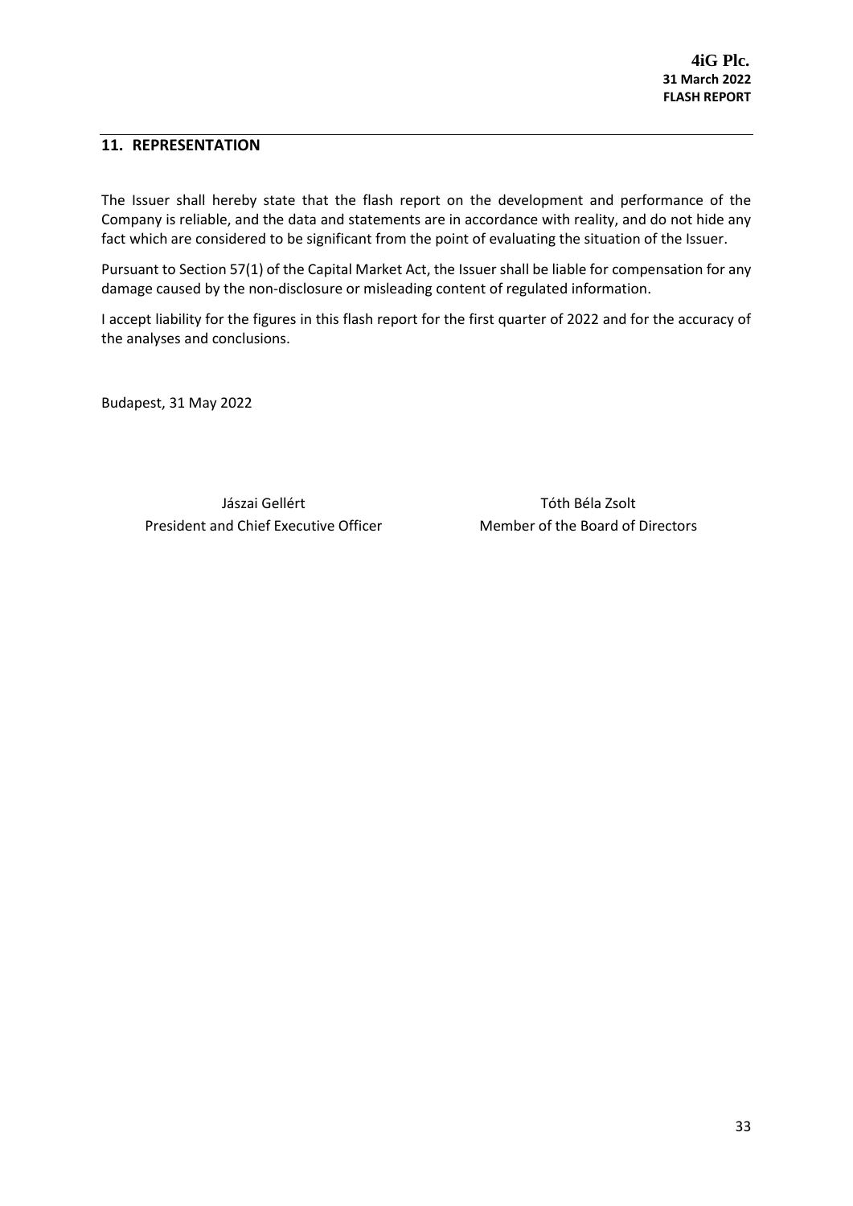## 11. REPRESENTATION

The Issuer shall hereby state that the flash report on the development and performance of the Company is reliable, and the data and statements are in accordance with reality, and do not hide any fact which are considered to be significant from the point of evaluating the situation of the Issuer.

Pursuant to Section 57(1) of the Capital Market Act, the Issuer shall be liable for compensation for any damage caused by the non-disclosure or misleading content of regulated information.

I accept liability for the figures in this flash report for the first quarter of 2022 and for the accuracy of the analyses and conclusions.

Budapest, 31 May 2022

| Jászai Gellért | Tóth Béla Zsolt |
| --- | --- |
| President and Chief Executive Officer | Member of the Board of Directors |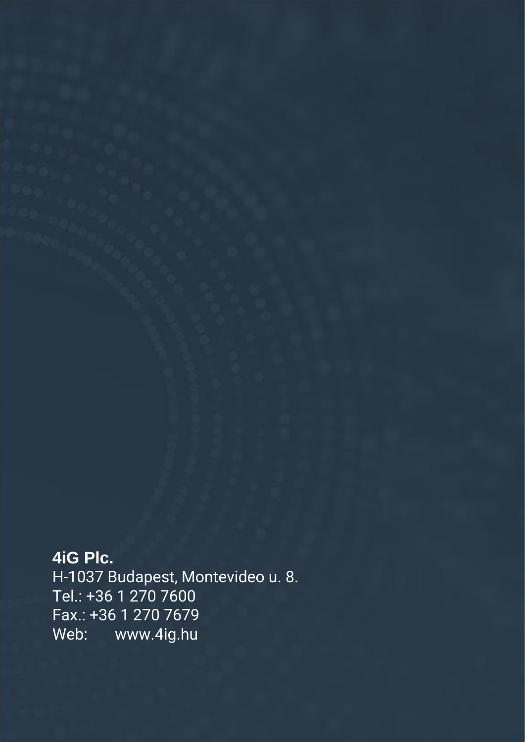**4iG Plc.**
H-1037 Budapest, Montevideo u. 8.
Tel.: +36 1 270 7600
Fax.: +36 1 270 7679
Web: www.4ig.hu